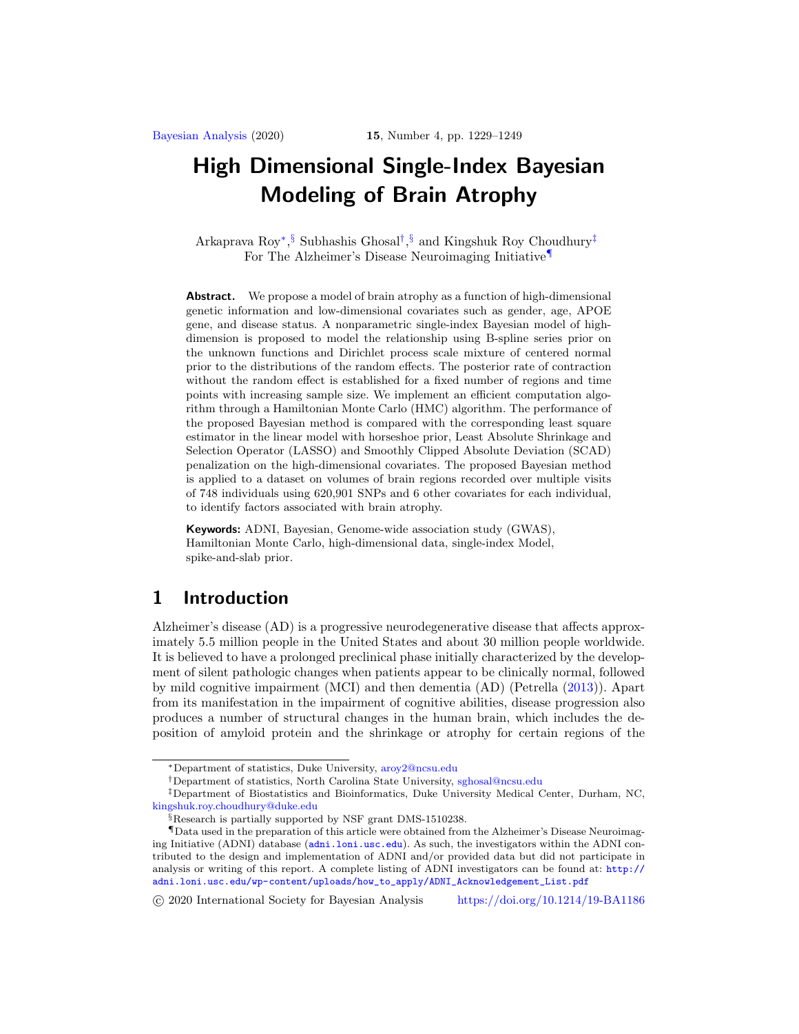# High Dimensional Single-Index Bayesian Modeling of Brain Atrophy

Arkaprava Roy[*],[§] Subhashis Ghosal[†],[§] and Kingshuk Roy Choudhury[‡]
For The Alzheimer's Disease Neuroimaging Initiative[¶]

**Abstract.** We propose a model of brain atrophy as a function of high-dimensional genetic information and low-dimensional covariates such as gender, age, APOE gene, and disease status. A nonparametric single-index Bayesian model of high-dimension is proposed to model the relationship using B-spline series prior on the unknown functions and Dirichlet process scale mixture of centered normal prior to the distributions of the random effects. The posterior rate of contraction without the random effect is established for a fixed number of regions and time points with increasing sample size. We implement an efficient computation algorithm through a Hamiltonian Monte Carlo (HMC) algorithm. The performance of the proposed Bayesian method is compared with the corresponding least square estimator in the linear model with horseshoe prior, Least Absolute Shrinkage and Selection Operator (LASSO) and Smoothly Clipped Absolute Deviation (SCAD) penalization on the high-dimensional covariates. The proposed Bayesian method is applied to a dataset on volumes of brain regions recorded over multiple visits of 748 individuals using 620,901 SNPs and 6 other covariates for each individual, to identify factors associated with brain atrophy.

**Keywords:** ADNI, Bayesian, Genome-wide association study (GWAS), Hamiltonian Monte Carlo, high-dimensional data, single-index Model, spike-and-slab prior.

## 1 Introduction

Alzheimer's disease (AD) is a progressive neurodegenerative disease that affects approximately 5.5 million people in the United States and about 30 million people worldwide. It is believed to have a prolonged preclinical phase initially characterized by the development of silent pathologic changes when patients appear to be clinically normal, followed by mild cognitive impairment (MCI) and then dementia (AD) (Petrella (2013)). Apart from its manifestation in the impairment of cognitive abilities, disease progression also produces a number of structural changes in the human brain, which includes the deposition of amyloid protein and the shrinkage or atrophy for certain regions of the

---

[*]Department of statistics, Duke University, aroy2@ncsu.edu

[†]Department of statistics, North Carolina State University, sghosal@ncsu.edu

[‡]Department of Biostatistics and Bioinformatics, Duke University Medical Center, Durham, NC, kingshuk.roy.choudhury@duke.edu

[§]Research is partially supported by NSF grant DMS-1510238.

[¶]Data used in the preparation of this article were obtained from the Alzheimer's Disease Neuroimaging Initiative (ADNI) database (adni.loni.usc.edu). As such, the investigators within the ADNI contributed to the design and implementation of ADNI and/or provided data but did not participate in analysis or writing of this report. A complete listing of ADNI investigators can be found at: http://adni.loni.usc.edu/wp-content/uploads/how_to_apply/ADNI_Acknowledgement_List.pdf

© 2020 International Society for Bayesian Analysis https://doi.org/10.1214/19-BA1186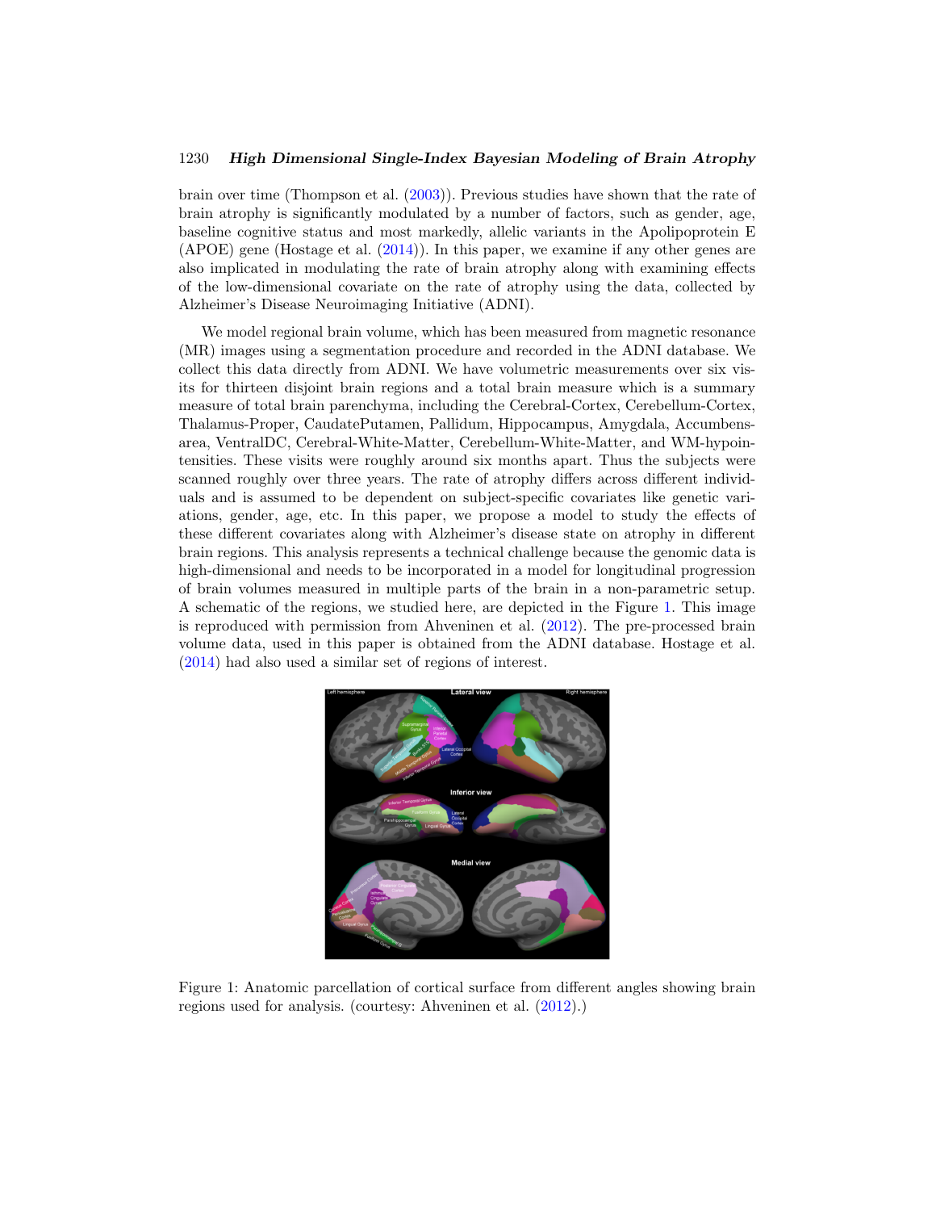brain over time (Thompson et al. (2003)). Previous studies have shown that the rate of brain atrophy is significantly modulated by a number of factors, such as gender, age, baseline cognitive status and most markedly, allelic variants in the Apolipoprotein E (APOE) gene (Hostage et al. (2014)). In this paper, we examine if any other genes are also implicated in modulating the rate of brain atrophy along with examining effects of the low-dimensional covariate on the rate of atrophy using the data, collected by Alzheimer's Disease Neuroimaging Initiative (ADNI).

We model regional brain volume, which has been measured from magnetic resonance (MR) images using a segmentation procedure and recorded in the ADNI database. We collect this data directly from ADNI. We have volumetric measurements over six visits for thirteen disjoint brain regions and a total brain measure which is a summary measure of total brain parenchyma, including the Cerebral-Cortex, Cerebellum-Cortex, Thalamus-Proper, CaudatePutamen, Pallidum, Hippocampus, Amygdala, Accumbens-area, VentralDC, Cerebral-White-Matter, Cerebellum-White-Matter, and WM-hypointensities. These visits were roughly around six months apart. Thus the subjects were scanned roughly over three years. The rate of atrophy differs across different individuals and is assumed to be dependent on subject-specific covariates like genetic variations, gender, age, etc. In this paper, we propose a model to study the effects of these different covariates along with Alzheimer's disease state on atrophy in different brain regions. This analysis represents a technical challenge because the genomic data is high-dimensional and needs to be incorporated in a model for longitudinal progression of brain volumes measured in multiple parts of the brain in a non-parametric setup. A schematic of the regions, we studied here, are depicted in the Figure 1. This image is reproduced with permission from Ahveninen et al. (2012). The pre-processed brain volume data, used in this paper is obtained from the ADNI database. Hostage et al. (2014) had also used a similar set of regions of interest.

Figure 1: Anatomic parcellation of cortical surface from different angles showing brain regions used for analysis. (courtesy: Ahveninen et al. (2012).)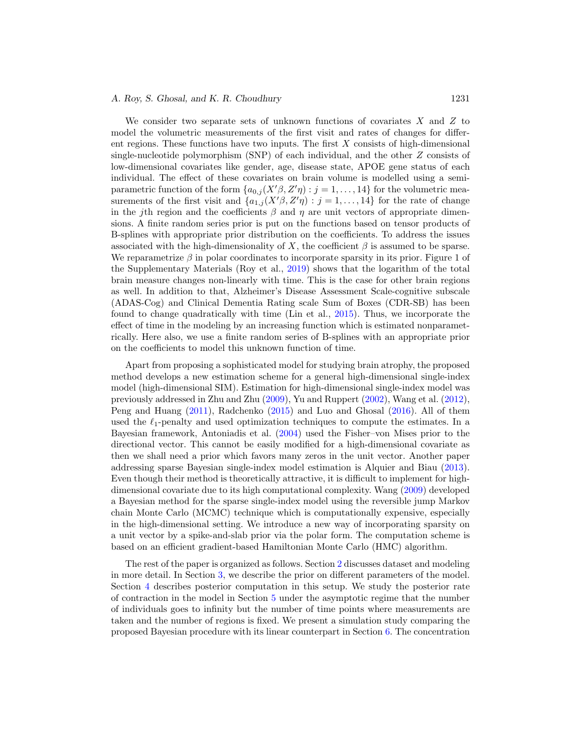We consider two separate sets of unknown functions of covariates $X$ and $Z$ to model the volumetric measurements of the first visit and rates of changes for different regions. These functions have two inputs. The first $X$ consists of high-dimensional single-nucleotide polymorphism (SNP) of each individual, and the other $Z$ consists of low-dimensional covariates like gender, age, disease state, APOE gene status of each individual. The effect of these covariates on brain volume is modelled using a semi-parametric function of the form $\{a_{0,j}(X'\beta, Z'\eta) : j = 1, \ldots, 14\}$ for the volumetric measurements of the first visit and $\{a_{1,j}(X'\beta, Z'\eta) : j = 1, \ldots, 14\}$ for the rate of change in the $j$th region and the coefficients $\beta$ and $\eta$ are unit vectors of appropriate dimensions. A finite random series prior is put on the functions based on tensor products of B-splines with appropriate prior distribution on the coefficients. To address the issues associated with the high-dimensionality of $X$, the coefficient $\beta$ is assumed to be sparse. We reparametrize $\beta$ in polar coordinates to incorporate sparsity in its prior. Figure 1 of the Supplementary Materials (Roy et al., 2019) shows that the logarithm of the total brain measure changes non-linearly with time. This is the case for other brain regions as well. In addition to that, Alzheimer's Disease Assessment Scale-cognitive subscale (ADAS-Cog) and Clinical Dementia Rating scale Sum of Boxes (CDR-SB) has been found to change quadratically with time (Lin et al., 2015). Thus, we incorporate the effect of time in the modeling by an increasing function which is estimated nonparametrically. Here also, we use a finite random series of B-splines with an appropriate prior on the coefficients to model this unknown function of time.

Apart from proposing a sophisticated model for studying brain atrophy, the proposed method develops a new estimation scheme for a general high-dimensional single-index model (high-dimensional SIM). Estimation for high-dimensional single-index model was previously addressed in Zhu and Zhu (2009), Yu and Ruppert (2002), Wang et al. (2012), Peng and Huang (2011), Radchenko (2015) and Luo and Ghosal (2016). All of them used the $\ell_1$-penalty and used optimization techniques to compute the estimates. In a Bayesian framework, Antoniadis et al. (2004) used the Fisher–von Mises prior to the directional vector. This cannot be easily modified for a high-dimensional covariate as then we shall need a prior which favors many zeros in the unit vector. Another paper addressing sparse Bayesian single-index model estimation is Alquier and Biau (2013). Even though their method is theoretically attractive, it is difficult to implement for high-dimensional covariate due to its high computational complexity. Wang (2009) developed a Bayesian method for the sparse single-index model using the reversible jump Markov chain Monte Carlo (MCMC) technique which is computationally expensive, especially in the high-dimensional setting. We introduce a new way of incorporating sparsity on a unit vector by a spike-and-slab prior via the polar form. The computation scheme is based on an efficient gradient-based Hamiltonian Monte Carlo (HMC) algorithm.

The rest of the paper is organized as follows. Section 2 discusses dataset and modeling in more detail. In Section 3, we describe the prior on different parameters of the model. Section 4 describes posterior computation in this setup. We study the posterior rate of contraction in the model in Section 5 under the asymptotic regime that the number of individuals goes to infinity but the number of time points where measurements are taken and the number of regions is fixed. We present a simulation study comparing the proposed Bayesian procedure with its linear counterpart in Section 6. The concentration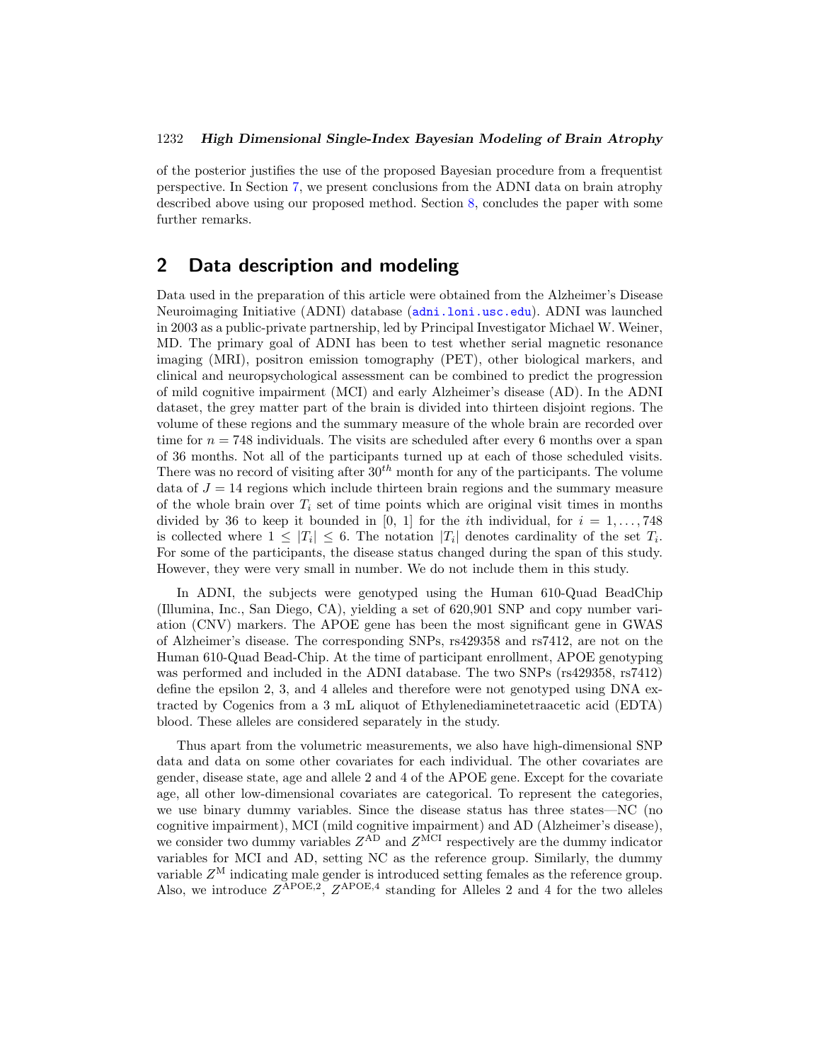of the posterior justifies the use of the proposed Bayesian procedure from a frequentist perspective. In Section 7, we present conclusions from the ADNI data on brain atrophy described above using our proposed method. Section 8, concludes the paper with some further remarks.

## 2 Data description and modeling

Data used in the preparation of this article were obtained from the Alzheimer's Disease Neuroimaging Initiative (ADNI) database (adni.loni.usc.edu). ADNI was launched in 2003 as a public-private partnership, led by Principal Investigator Michael W. Weiner, MD. The primary goal of ADNI has been to test whether serial magnetic resonance imaging (MRI), positron emission tomography (PET), other biological markers, and clinical and neuropsychological assessment can be combined to predict the progression of mild cognitive impairment (MCI) and early Alzheimer's disease (AD). In the ADNI dataset, the grey matter part of the brain is divided into thirteen disjoint regions. The volume of these regions and the summary measure of the whole brain are recorded over time for $n = 748$ individuals. The visits are scheduled after every 6 months over a span of 36 months. Not all of the participants turned up at each of those scheduled visits. There was no record of visiting after $30^{th}$ month for any of the participants. The volume data of $J = 14$ regions which include thirteen brain regions and the summary measure of the whole brain over $T_i$ set of time points which are original visit times in months divided by 36 to keep it bounded in $[0, 1]$ for the $i$th individual, for $i = 1, \ldots, 748$ is collected where $1 \leq |T_i| \leq 6$. The notation $|T_i|$ denotes cardinality of the set $T_i$. For some of the participants, the disease status changed during the span of this study. However, they were very small in number. We do not include them in this study.

In ADNI, the subjects were genotyped using the Human 610-Quad BeadChip (Illumina, Inc., San Diego, CA), yielding a set of 620,901 SNP and copy number variation (CNV) markers. The APOE gene has been the most significant gene in GWAS of Alzheimer's disease. The corresponding SNPs, rs429358 and rs7412, are not on the Human 610-Quad Bead-Chip. At the time of participant enrollment, APOE genotyping was performed and included in the ADNI database. The two SNPs (rs429358, rs7412) define the epsilon 2, 3, and 4 alleles and therefore were not genotyped using DNA extracted by Cogenics from a 3 mL aliquot of Ethylenediaminetetraacetic acid (EDTA) blood. These alleles are considered separately in the study.

Thus apart from the volumetric measurements, we also have high-dimensional SNP data and data on some other covariates for each individual. The other covariates are gender, disease state, age and allele 2 and 4 of the APOE gene. Except for the covariate age, all other low-dimensional covariates are categorical. To represent the categories, we use binary dummy variables. Since the disease status has three states—NC (no cognitive impairment), MCI (mild cognitive impairment) and AD (Alzheimer's disease), we consider two dummy variables $Z^{\mathrm{AD}}$ and $Z^{\mathrm{MCI}}$ respectively are the dummy indicator variables for MCI and AD, setting NC as the reference group. Similarly, the dummy variable $Z^{\mathrm{M}}$ indicating male gender is introduced setting females as the reference group. Also, we introduce $Z^{\mathrm{APOE},2}$, $Z^{\mathrm{APOE},4}$ standing for Alleles 2 and 4 for the two alleles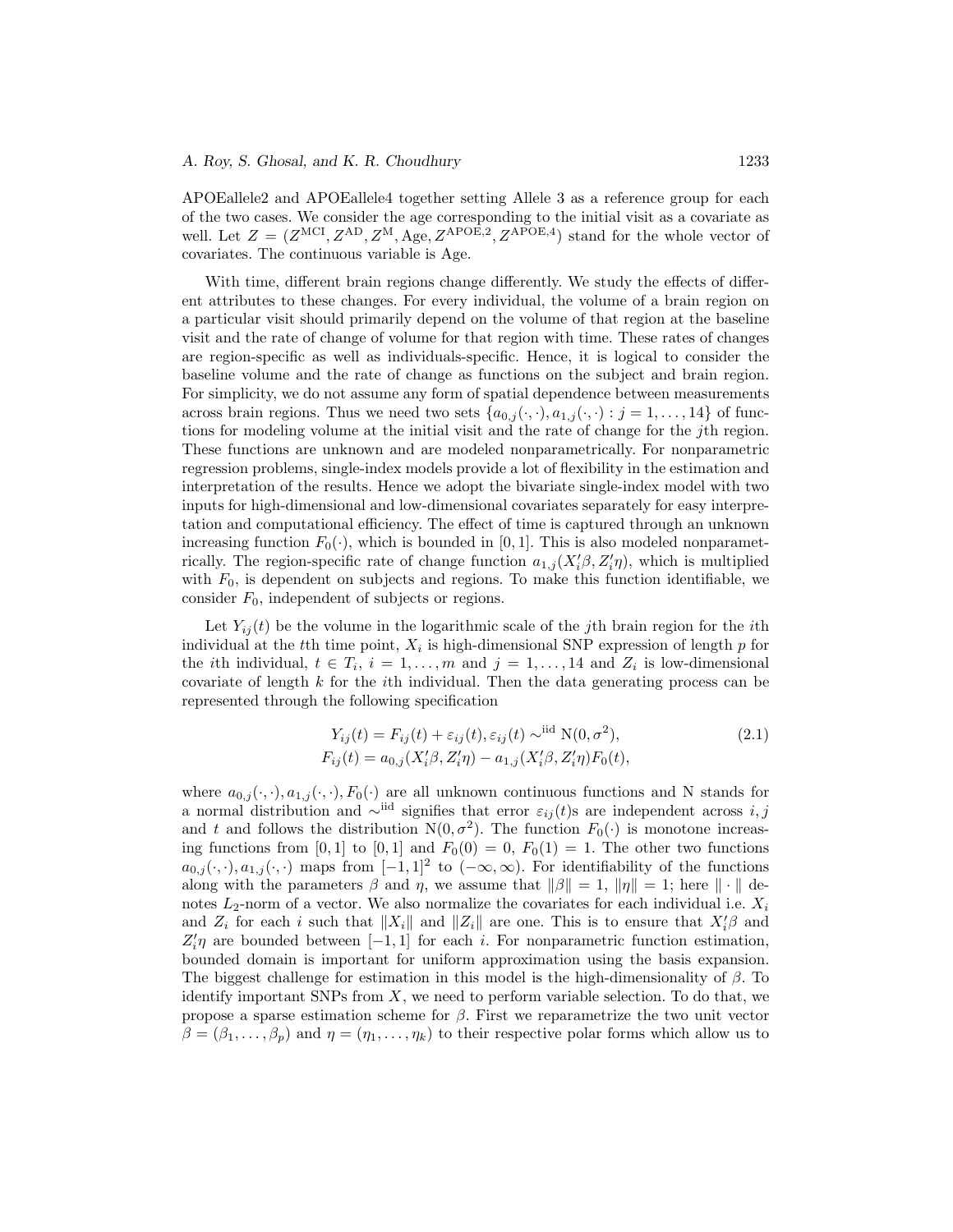APOEallele2 and APOEallele4 together setting Allele 3 as a reference group for each of the two cases. We consider the age corresponding to the initial visit as a covariate as well. Let $Z = (Z^{\text{MCI}}, Z^{\text{AD}}, Z^{\text{M}}, \text{Age}, Z^{\text{APOE},2}, Z^{\text{APOE},4})$ stand for the whole vector of covariates. The continuous variable is Age.

With time, different brain regions change differently. We study the effects of different attributes to these changes. For every individual, the volume of a brain region on a particular visit should primarily depend on the volume of that region at the baseline visit and the rate of change of volume for that region with time. These rates of changes are region-specific as well as individuals-specific. Hence, it is logical to consider the baseline volume and the rate of change as functions on the subject and brain region. For simplicity, we do not assume any form of spatial dependence between measurements across brain regions. Thus we need two sets $\{a_{0,j}(\cdot,\cdot), a_{1,j}(\cdot,\cdot) : j = 1,\ldots,14\}$ of functions for modeling volume at the initial visit and the rate of change for the $j$th region. These functions are unknown and are modeled nonparametrically. For nonparametric regression problems, single-index models provide a lot of flexibility in the estimation and interpretation of the results. Hence we adopt the bivariate single-index model with two inputs for high-dimensional and low-dimensional covariates separately for easy interpretation and computational efficiency. The effect of time is captured through an unknown increasing function $F_0(\cdot)$, which is bounded in $[0,1]$. This is also modeled nonparametrically. The region-specific rate of change function $a_{1,j}(X_i'\beta, Z_i'\eta)$, which is multiplied with $F_0$, is dependent on subjects and regions. To make this function identifiable, we consider $F_0$, independent of subjects or regions.

Let $Y_{ij}(t)$ be the volume in the logarithmic scale of the $j$th brain region for the $i$th individual at the $t$th time point, $X_i$ is high-dimensional SNP expression of length $p$ for the $i$th individual, $t \in T_i$, $i = 1,\ldots,m$ and $j = 1,\ldots,14$ and $Z_i$ is low-dimensional covariate of length $k$ for the $i$th individual. Then the data generating process can be represented through the following specification

$$
\begin{aligned}
Y_{ij}(t) &= F_{ij}(t) + \varepsilon_{ij}(t), \varepsilon_{ij}(t) \sim^{\text{iid}} \text{N}(0,\sigma^2), \\
F_{ij}(t) &= a_{0,j}(X_i'\beta, Z_i'\eta) - a_{1,j}(X_i'\beta, Z_i'\eta)F_0(t),
\end{aligned}
\tag{2.1}
$$

where $a_{0,j}(\cdot,\cdot), a_{1,j}(\cdot,\cdot), F_0(\cdot)$ are all unknown continuous functions and N stands for a normal distribution and $\sim^{\text{iid}}$ signifies that error $\varepsilon_{ij}(t)$s are independent across $i, j$ and $t$ and follows the distribution $\text{N}(0,\sigma^2)$. The function $F_0(\cdot)$ is monotone increasing functions from $[0,1]$ to $[0,1]$ and $F_0(0) = 0$, $F_0(1) = 1$. The other two functions $a_{0,j}(\cdot,\cdot), a_{1,j}(\cdot,\cdot)$ maps from $[-1,1]^2$ to $(-\infty,\infty)$. For identifiability of the functions along with the parameters $\beta$ and $\eta$, we assume that $\|\beta\| = 1$, $\|\eta\| = 1$; here $\|\cdot\|$ denotes $L_2$-norm of a vector. We also normalize the covariates for each individual i.e. $X_i$ and $Z_i$ for each $i$ such that $\|X_i\|$ and $\|Z_i\|$ are one. This is to ensure that $X_i'\beta$ and $Z_i'\eta$ are bounded between $[-1,1]$ for each $i$. For nonparametric function estimation, bounded domain is important for uniform approximation using the basis expansion. The biggest challenge for estimation in this model is the high-dimensionality of $\beta$. To identify important SNPs from $X$, we need to perform variable selection. To do that, we propose a sparse estimation scheme for $\beta$. First we reparametrize the two unit vector $\beta = (\beta_1,\ldots,\beta_p)$ and $\eta = (\eta_1,\ldots,\eta_k)$ to their respective polar forms which allow us to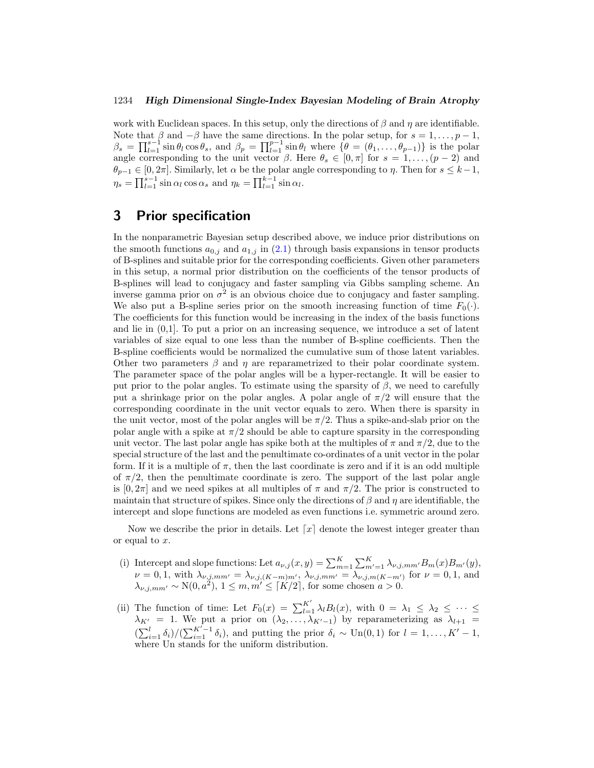work with Euclidean spaces. In this setup, only the directions of $\beta$ and $\eta$ are identifiable. Note that $\beta$ and $-\beta$ have the same directions. In the polar setup, for $s = 1, \ldots, p-1$, $\beta_s = \prod_{l=1}^{s-1} \sin\theta_l \cos\theta_s$, and $\beta_p = \prod_{l=1}^{p-1} \sin\theta_l$ where $\{\theta = (\theta_1, \ldots, \theta_{p-1})\}$ is the polar angle corresponding to the unit vector $\beta$. Here $\theta_s \in [0, \pi]$ for $s = 1, \ldots, (p-2)$ and $\theta_{p-1} \in [0, 2\pi]$. Similarly, let $\alpha$ be the polar angle corresponding to $\eta$. Then for $s \leq k-1$, $\eta_s = \prod_{l=1}^{s-1} \sin\alpha_l \cos\alpha_s$ and $\eta_k = \prod_{l=1}^{k-1} \sin\alpha_l$.

## 3 Prior specification

In the nonparametric Bayesian setup described above, we induce prior distributions on the smooth functions $a_{0,j}$ and $a_{1,j}$ in (2.1) through basis expansions in tensor products of B-splines and suitable prior for the corresponding coefficients. Given other parameters in this setup, a normal prior distribution on the coefficients of the tensor products of B-splines will lead to conjugacy and faster sampling via Gibbs sampling scheme. An inverse gamma prior on $\sigma^2$ is an obvious choice due to conjugacy and faster sampling. We also put a B-spline series prior on the smooth increasing function of time $F_0(\cdot)$. The coefficients for this function would be increasing in the index of the basis functions and lie in (0,1]. To put a prior on an increasing sequence, we introduce a set of latent variables of size equal to one less than the number of B-spline coefficients. Then the B-spline coefficients would be normalized the cumulative sum of those latent variables. Other two parameters $\beta$ and $\eta$ are reparametrized to their polar coordinate system. The parameter space of the polar angles will be a hyper-rectangle. It will be easier to put prior to the polar angles. To estimate using the sparsity of $\beta$, we need to carefully put a shrinkage prior on the polar angles. A polar angle of $\pi/2$ will ensure that the corresponding coordinate in the unit vector equals to zero. When there is sparsity in the unit vector, most of the polar angles will be $\pi/2$. Thus a spike-and-slab prior on the polar angle with a spike at $\pi/2$ should be able to capture sparsity in the corresponding unit vector. The last polar angle has spike both at the multiples of $\pi$ and $\pi/2$, due to the special structure of the last and the penultimate co-ordinates of a unit vector in the polar form. If it is a multiple of $\pi$, then the last coordinate is zero and if it is an odd multiple of $\pi/2$, then the penultimate coordinate is zero. The support of the last polar angle is $[0, 2\pi]$ and we need spikes at all multiples of $\pi$ and $\pi/2$. The prior is constructed to maintain that structure of spikes. Since only the directions of $\beta$ and $\eta$ are identifiable, the intercept and slope functions are modeled as even functions i.e. symmetric around zero.

Now we describe the prior in details. Let $\lceil x \rceil$ denote the lowest integer greater than or equal to $x$.

(i) Intercept and slope functions: Let $a_{\nu,j}(x,y) = \sum_{m=1}^{K} \sum_{m'=1}^{K} \lambda_{\nu,j,mm'} B_m(x) B_{m'}(y)$, $\nu = 0, 1$, with $\lambda_{\nu,j,mm'} = \lambda_{\nu,j,(K-m)m'}$, $\lambda_{\nu,j,mm'} = \lambda_{\nu,j,m(K-m')}$ for $\nu = 0, 1$, and $\lambda_{\nu,j,mm'} \sim \mathrm{N}(0, a^2)$, $1 \leq m, m' \leq \lceil K/2 \rceil$, for some chosen $a > 0$.

(ii) The function of time: Let $F_0(x) = \sum_{l=1}^{K'} \lambda_l B_l(x)$, with $0 = \lambda_1 \leq \lambda_2 \leq \cdots \leq \lambda_{K'} = 1$. We put a prior on $(\lambda_2, \ldots, \lambda_{K'-1})$ by reparameterizing as $\lambda_{l+1} = (\sum_{i=1}^{l} \delta_i)/(\sum_{i=1}^{K'-1} \delta_i)$, and putting the prior $\delta_i \sim \mathrm{Un}(0,1)$ for $l = 1, \ldots, K'-1$, where Un stands for the uniform distribution.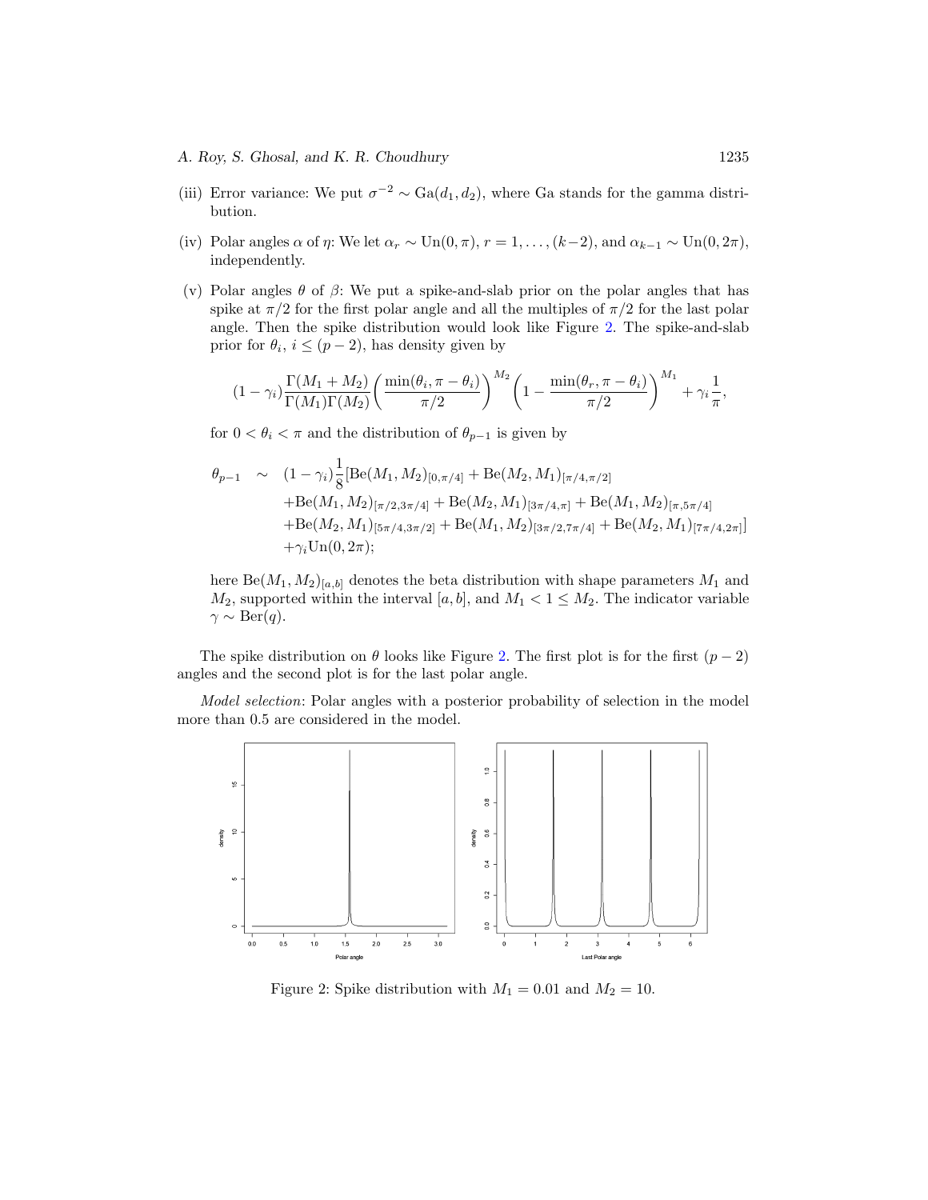(iii) Error variance: We put $\sigma^{-2} \sim \text{Ga}(d_1, d_2)$, where Ga stands for the gamma distribution.

(iv) Polar angles $\alpha$ of $\eta$: We let $\alpha_r \sim \text{Un}(0, \pi)$, $r = 1, \ldots, (k-2)$, and $\alpha_{k-1} \sim \text{Un}(0, 2\pi)$, independently.

(v) Polar angles $\theta$ of $\beta$: We put a spike-and-slab prior on the polar angles that has spike at $\pi/2$ for the first polar angle and all the multiples of $\pi/2$ for the last polar angle. Then the spike distribution would look like Figure 2. The spike-and-slab prior for $\theta_i$, $i \leq (p-2)$, has density given by

$$(1-\gamma_i)\frac{\Gamma(M_1+M_2)}{\Gamma(M_1)\Gamma(M_2)}\left(\frac{\min(\theta_i, \pi-\theta_i)}{\pi/2}\right)^{M_2}\left(1-\frac{\min(\theta_r, \pi-\theta_i)}{\pi/2}\right)^{M_1} + \gamma_i\frac{1}{\pi},$$

for $0 < \theta_i < \pi$ and the distribution of $\theta_{p-1}$ is given by

$$\begin{aligned}
\theta_{p-1} \quad \sim \quad & (1-\gamma_i)\frac{1}{8}[\text{Be}(M_1, M_2)_{[0,\pi/4]} + \text{Be}(M_2, M_1)_{[\pi/4,\pi/2]} \\
& + \text{Be}(M_1, M_2)_{[\pi/2,3\pi/4]} + \text{Be}(M_2, M_1)_{[3\pi/4,\pi]} + \text{Be}(M_1, M_2)_{[\pi,5\pi/4]} \\
& + \text{Be}(M_2, M_1)_{[5\pi/4,3\pi/2]} + \text{Be}(M_1, M_2)_{[3\pi/2,7\pi/4]} + \text{Be}(M_2, M_1)_{[7\pi/4,2\pi]}] \\
& + \gamma_i \text{Un}(0, 2\pi);
\end{aligned}$$

here $\text{Be}(M_1, M_2)_{[a,b]}$ denotes the beta distribution with shape parameters $M_1$ and $M_2$, supported within the interval $[a, b]$, and $M_1 < 1 \leq M_2$. The indicator variable $\gamma \sim \text{Ber}(q)$.

The spike distribution on $\theta$ looks like Figure 2. The first plot is for the first $(p-2)$ angles and the second plot is for the last polar angle.

*Model selection*: Polar angles with a posterior probability of selection in the model more than 0.5 are considered in the model.

Figure 2: Spike distribution with $M_1 = 0.01$ and $M_2 = 10$.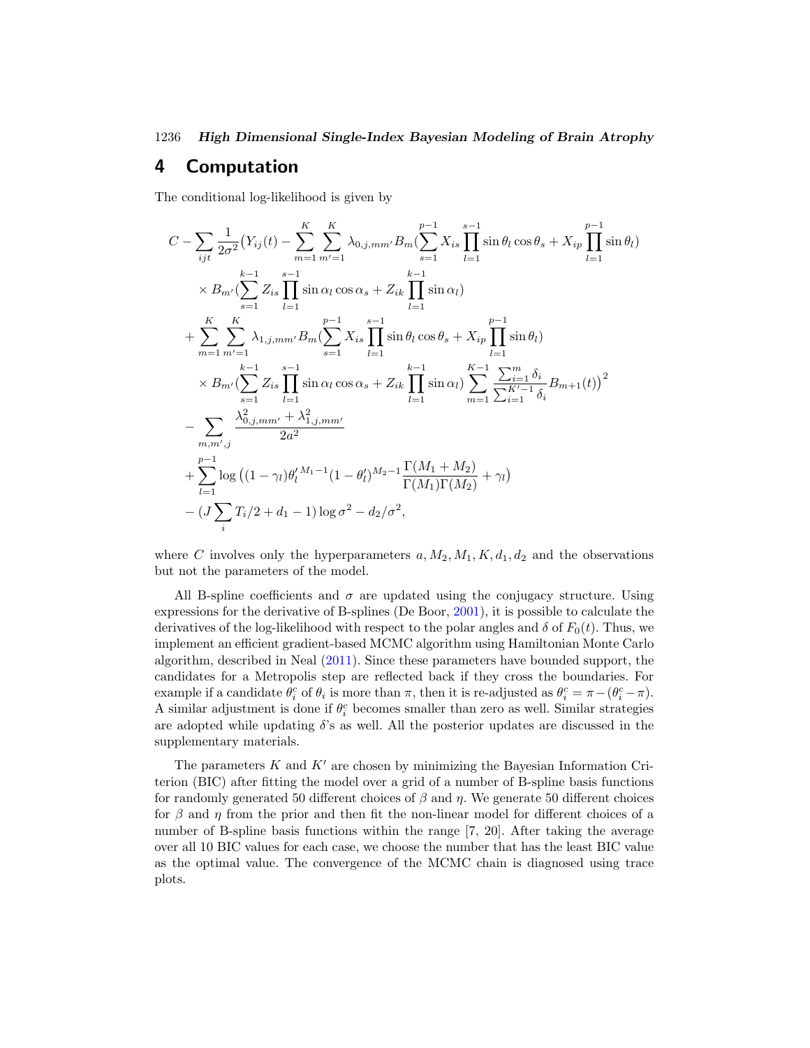## 4 Computation

The conditional log-likelihood is given by

$$
\begin{aligned}
C &- \sum_{ijt} \frac{1}{2\sigma^2}\big(Y_{ij}(t) - \sum_{m=1}^{K}\sum_{m'=1}^{K} \lambda_{0,j,mm'} B_m(\sum_{s=1}^{p-1} X_{is}\prod_{l=1}^{s-1}\sin\theta_l\cos\theta_s + X_{ip}\prod_{l=1}^{p-1}\sin\theta_l) \\
&\quad \times B_{m'}(\sum_{s=1}^{k-1} Z_{is}\prod_{l=1}^{s-1}\sin\alpha_l\cos\alpha_s + Z_{ik}\prod_{l=1}^{k-1}\sin\alpha_l) \\
&+ \sum_{m=1}^{K}\sum_{m'=1}^{K} \lambda_{1,j,mm'} B_m(\sum_{s=1}^{p-1} X_{is}\prod_{l=1}^{s-1}\sin\theta_l\cos\theta_s + X_{ip}\prod_{l=1}^{p-1}\sin\theta_l) \\
&\quad \times B_{m'}(\sum_{s=1}^{k-1} Z_{is}\prod_{l=1}^{s-1}\sin\alpha_l\cos\alpha_s + Z_{ik}\prod_{l=1}^{k-1}\sin\alpha_l)\sum_{m=1}^{K-1}\frac{\sum_{i=1}^{m}\delta_i}{\sum_{i=1}^{K'-1}\delta_i}B_{m+1}(t)\big)^2 \\
&- \sum_{m,m',j}\frac{\lambda_{0,j,mm'}^2 + \lambda_{1,j,mm'}^2}{2a^2} \\
&+ \sum_{l=1}^{p-1}\log\big((1-\gamma_l){\theta'_l}^{M_1-1}(1-\theta'_l)^{M_2-1}\frac{\Gamma(M_1+M_2)}{\Gamma(M_1)\Gamma(M_2)} + \gamma_l\big) \\
&- (J\sum_i T_i/2 + d_1 - 1)\log\sigma^2 - d_2/\sigma^2,
\end{aligned}
$$

where $C$ involves only the hyperparameters $a, M_2, M_1, K, d_1, d_2$ and the observations but not the parameters of the model.

All B-spline coefficients and $\sigma$ are updated using the conjugacy structure. Using expressions for the derivative of B-splines (De Boor, 2001), it is possible to calculate the derivatives of the log-likelihood with respect to the polar angles and $\delta$ of $F_0(t)$. Thus, we implement an efficient gradient-based MCMC algorithm using Hamiltonian Monte Carlo algorithm, described in Neal (2011). Since these parameters have bounded support, the candidates for a Metropolis step are reflected back if they cross the boundaries. For example if a candidate $\theta_i^c$ of $\theta_i$ is more than $\pi$, then it is re-adjusted as $\theta_i^c = \pi - (\theta_i^c - \pi)$. A similar adjustment is done if $\theta_i^c$ becomes smaller than zero as well. Similar strategies are adopted while updating $\delta$'s as well. All the posterior updates are discussed in the supplementary materials.

The parameters $K$ and $K'$ are chosen by minimizing the Bayesian Information Criterion (BIC) after fitting the model over a grid of a number of B-spline basis functions for randomly generated 50 different choices of $\beta$ and $\eta$. We generate 50 different choices for $\beta$ and $\eta$ from the prior and then fit the non-linear model for different choices of a number of B-spline basis functions within the range [7, 20]. After taking the average over all 10 BIC values for each case, we choose the number that has the least BIC value as the optimal value. The convergence of the MCMC chain is diagnosed using trace plots.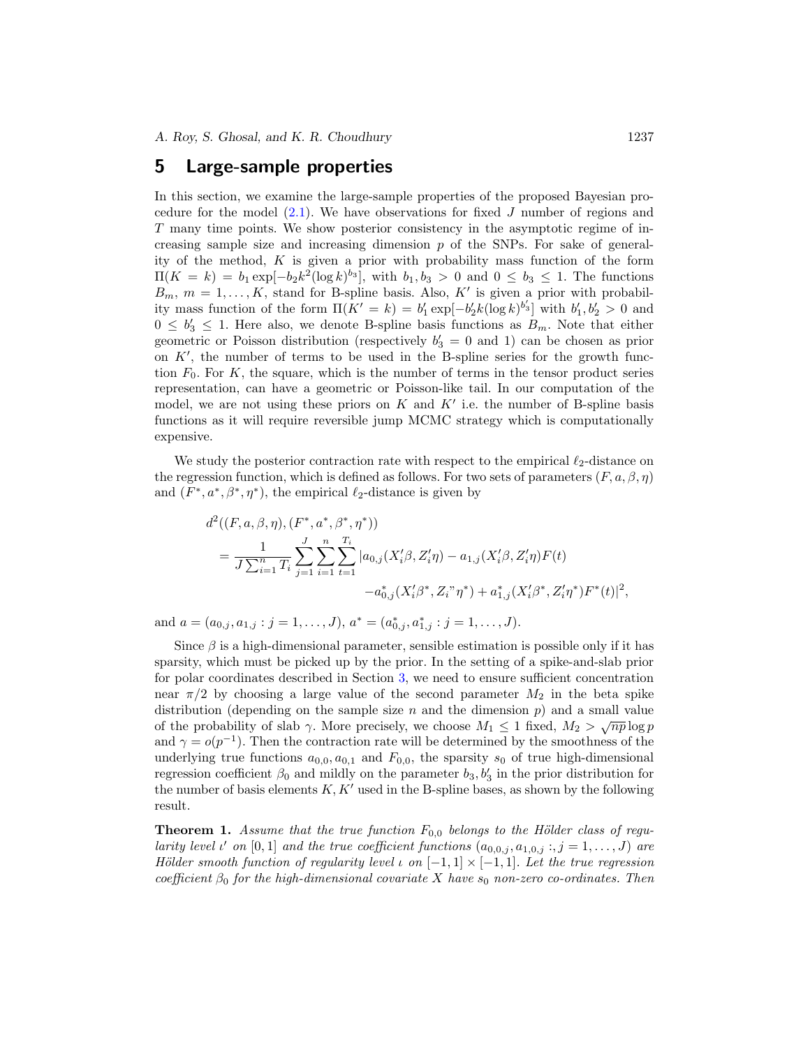## 5 Large-sample properties

In this section, we examine the large-sample properties of the proposed Bayesian procedure for the model (2.1). We have observations for fixed $J$ number of regions and $T$ many time points. We show posterior consistency in the asymptotic regime of increasing sample size and increasing dimension $p$ of the SNPs. For sake of generality of the method, $K$ is given a prior with probability mass function of the form $\Pi(K = k) = b_1 \exp[-b_2 k^2 (\log k)^{b_3}]$, with $b_1, b_3 > 0$ and $0 \leq b_3 \leq 1$. The functions $B_m$, $m = 1, \ldots, K$, stand for B-spline basis. Also, $K'$ is given a prior with probability mass function of the form $\Pi(K' = k) = b_1' \exp[-b_2' k (\log k)^{b_3'}]$ with $b_1', b_2' > 0$ and $0 \leq b_3' \leq 1$. Here also, we denote B-spline basis functions as $B_m$. Note that either geometric or Poisson distribution (respectively $b_3' = 0$ and 1) can be chosen as prior on $K'$, the number of terms to be used in the B-spline series for the growth function $F_0$. For $K$, the square, which is the number of terms in the tensor product series representation, can have a geometric or Poisson-like tail. In our computation of the model, we are not using these priors on $K$ and $K'$ i.e. the number of B-spline basis functions as it will require reversible jump MCMC strategy which is computationally expensive.

We study the posterior contraction rate with respect to the empirical $\ell_2$-distance on the regression function, which is defined as follows. For two sets of parameters $(F, a, \beta, \eta)$ and $(F^*, a^*, \beta^*, \eta^*)$, the empirical $\ell_2$-distance is given by

$$
\begin{aligned}
&d^2((F, a, \beta, \eta), (F^*, a^*, \beta^*, \eta^*)) \\
&= \frac{1}{J \sum_{i=1}^n T_i} \sum_{j=1}^J \sum_{i=1}^n \sum_{t=1}^{T_i} |a_{0,j}(X_i'\beta, Z_i'\eta) - a_{1,j}(X_i'\beta, Z_i'\eta) F(t) \\
&\qquad\qquad - a_{0,j}^*(X_i'\beta^*, Z_i"\eta^*) + a_{1,j}^*(X_i'\beta^*, Z_i'\eta^*) F^*(t)|^2,
\end{aligned}
$$

and $a = (a_{0,j}, a_{1,j} : j = 1, \ldots, J)$, $a^* = (a_{0,j}^*, a_{1,j}^* : j = 1, \ldots, J)$.

Since $\beta$ is a high-dimensional parameter, sensible estimation is possible only if it has sparsity, which must be picked up by the prior. In the setting of a spike-and-slab prior for polar coordinates described in Section 3, we need to ensure sufficient concentration near $\pi/2$ by choosing a large value of the second parameter $M_2$ in the beta spike distribution (depending on the sample size $n$ and the dimension $p$) and a small value of the probability of slab $\gamma$. More precisely, we choose $M_1 \leq 1$ fixed, $M_2 > \sqrt{np} \log p$ and $\gamma = o(p^{-1})$. Then the contraction rate will be determined by the smoothness of the underlying true functions $a_{0,0}, a_{0,1}$ and $F_{0,0}$, the sparsity $s_0$ of true high-dimensional regression coefficient $\beta_0$ and mildly on the parameter $b_3, b_3'$ in the prior distribution for the number of basis elements $K, K'$ used in the B-spline bases, as shown by the following result.

**Theorem 1.** *Assume that the true function $F_{0,0}$ belongs to the Hölder class of regularity level $\iota'$ on $[0, 1]$ and the true coefficient functions $(a_{0,0,j}, a_{1,0,j} :, j = 1, \ldots, J)$ are Hölder smooth function of regularity level $\iota$ on $[-1, 1] \times [-1, 1]$. Let the true regression coefficient $\beta_0$ for the high-dimensional covariate $X$ have $s_0$ non-zero co-ordinates. Then*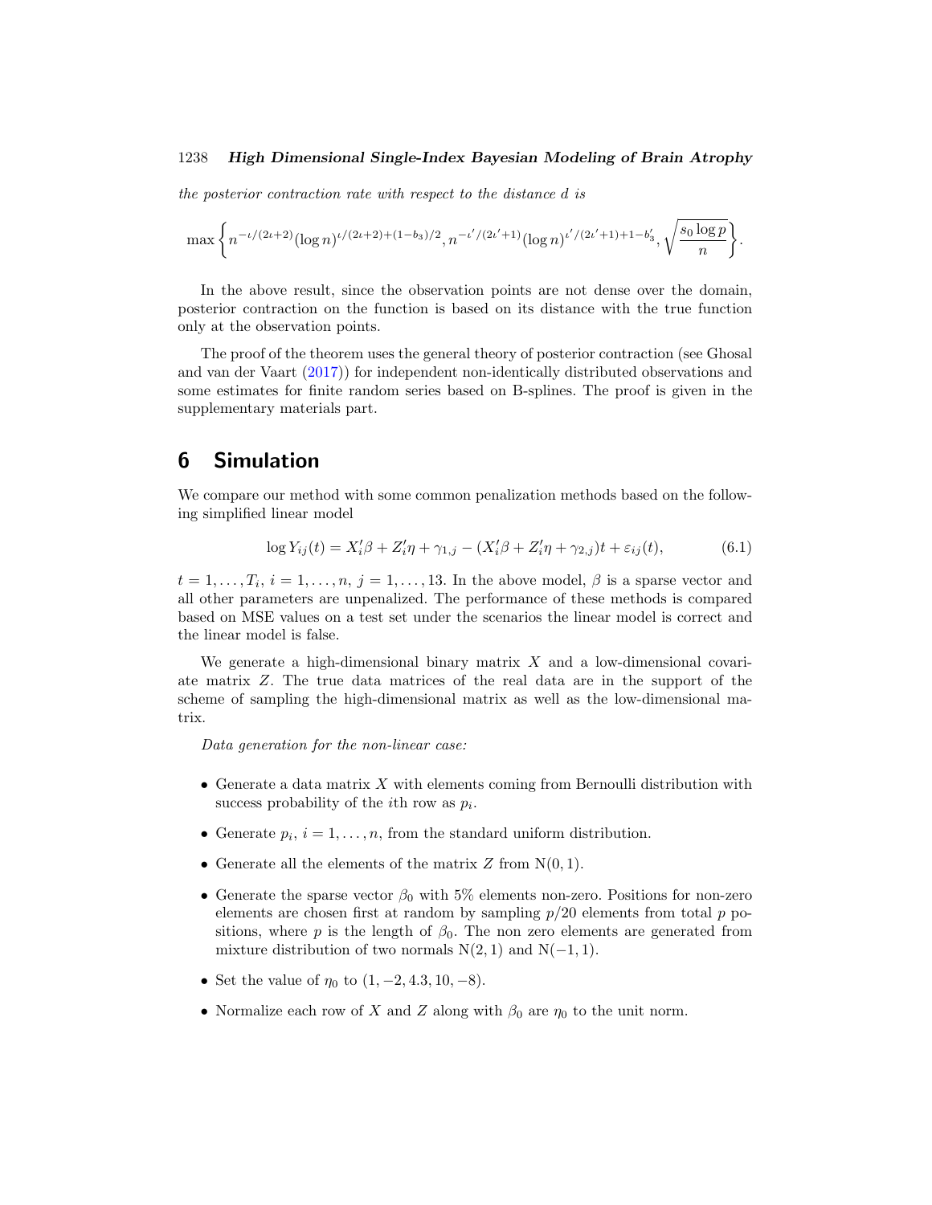*the posterior contraction rate with respect to the distance $d$ is*

$$\max\left\{n^{-\iota/(2\iota+2)}(\log n)^{\iota/(2\iota+2)+(1-b_3)/2}, n^{-\iota'/(2\iota'+1)}(\log n)^{\iota'/(2\iota'+1)+1-b_3'}, \sqrt{\frac{s_0 \log p}{n}}\right\}.$$

In the above result, since the observation points are not dense over the domain, posterior contraction on the function is based on its distance with the true function only at the observation points.

The proof of the theorem uses the general theory of posterior contraction (see Ghosal and van der Vaart (2017)) for independent non-identically distributed observations and some estimates for finite random series based on B-splines. The proof is given in the supplementary materials part.

## 6 Simulation

We compare our method with some common penalization methods based on the following simplified linear model

$$\log Y_{ij}(t) = X_i'\beta + Z_i'\eta + \gamma_{1,j} - (X_i'\beta + Z_i'\eta + \gamma_{2,j})t + \varepsilon_{ij}(t), \tag{6.1}$$

$t = 1, \ldots, T_i$, $i = 1, \ldots, n$, $j = 1, \ldots, 13$. In the above model, $\beta$ is a sparse vector and all other parameters are unpenalized. The performance of these methods is compared based on MSE values on a test set under the scenarios the linear model is correct and the linear model is false.

We generate a high-dimensional binary matrix $X$ and a low-dimensional covariate matrix $Z$. The true data matrices of the real data are in the support of the scheme of sampling the high-dimensional matrix as well as the low-dimensional matrix.

*Data generation for the non-linear case:*

- Generate a data matrix $X$ with elements coming from Bernoulli distribution with success probability of the $i$th row as $p_i$.
- Generate $p_i$, $i = 1, \ldots, n$, from the standard uniform distribution.
- Generate all the elements of the matrix $Z$ from $\mathrm{N}(0, 1)$.
- Generate the sparse vector $\beta_0$ with 5% elements non-zero. Positions for non-zero elements are chosen first at random by sampling $p/20$ elements from total $p$ positions, where $p$ is the length of $\beta_0$. The non zero elements are generated from mixture distribution of two normals $\mathrm{N}(2, 1)$ and $\mathrm{N}(-1, 1)$.
- Set the value of $\eta_0$ to $(1, -2, 4.3, 10, -8)$.
- Normalize each row of $X$ and $Z$ along with $\beta_0$ are $\eta_0$ to the unit norm.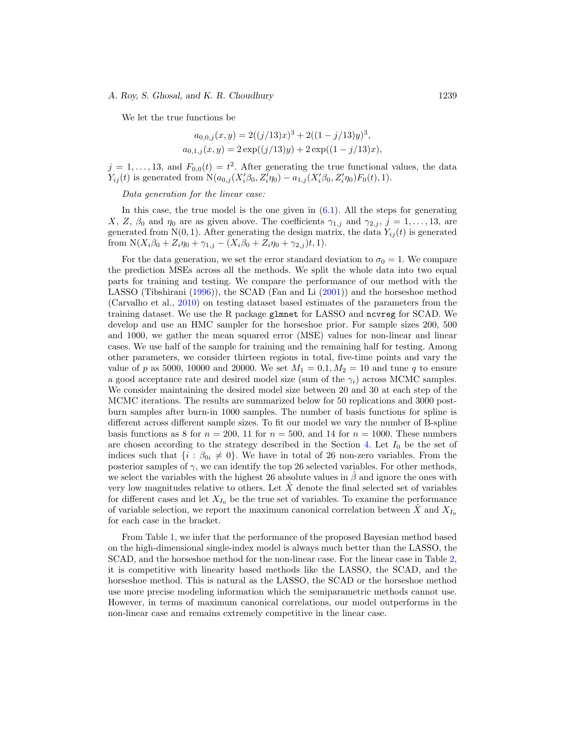We let the true functions be

$$a_{0,0,j}(x,y) = 2((j/13)x)^3 + 2((1-j/13)y)^3,$$
$$a_{0,1,j}(x,y) = 2\exp((j/13)y) + 2\exp((1-j/13)x),$$

$j = 1, \ldots, 13$, and $F_{0,0}(t) = t^2$. After generating the true functional values, the data $Y_{ij}(t)$ is generated from $\mathrm{N}(a_{0,j}(X_i'\beta_0, Z_i'\eta_0) - a_{1,j}(X_i'\beta_0, Z_i'\eta_0)F_0(t), 1)$.

*Data generation for the linear case:*

In this case, the true model is the one given in (6.1). All the steps for generating $X$, $Z$, $\beta_0$ and $\eta_0$ are as given above. The coefficients $\gamma_{1,j}$ and $\gamma_{2,j}$, $j = 1, \ldots, 13$, are generated from $\mathrm{N}(0,1)$. After generating the design matrix, the data $Y_{ij}(t)$ is generated from $\mathrm{N}(X_i\beta_0 + Z_i\eta_0 + \gamma_{1,j} - (X_i\beta_0 + Z_i\eta_0 + \gamma_{2,j})t, 1)$.

For the data generation, we set the error standard deviation to $\sigma_0 = 1$. We compare the prediction MSEs across all the methods. We split the whole data into two equal parts for training and testing. We compare the performance of our method with the LASSO (Tibshirani (1996)), the SCAD (Fan and Li (2001)) and the horseshoe method (Carvalho et al., 2010) on testing dataset based estimates of the parameters from the training dataset. We use the R package `glmnet` for LASSO and `ncvreg` for SCAD. We develop and use an HMC sampler for the horseshoe prior. For sample sizes 200, 500 and 1000, we gather the mean squared error (MSE) values for non-linear and linear cases. We use half of the sample for training and the remaining half for testing. Among other parameters, we consider thirteen regions in total, five-time points and vary the value of $p$ as 5000, 10000 and 20000. We set $M_1 = 0.1, M_2 = 10$ and tune $q$ to ensure a good acceptance rate and desired model size (sum of the $\gamma_i$) across MCMC samples. We consider maintaining the desired model size between 20 and 30 at each step of the MCMC iterations. The results are summarized below for 50 replications and 3000 post-burn samples after burn-in 1000 samples. The number of basis functions for spline is different across different sample sizes. To fit our model we vary the number of B-spline basis functions as 8 for $n = 200$, 11 for $n = 500$, and 14 for $n = 1000$. These numbers are chosen according to the strategy described in the Section 4. Let $I_0$ be the set of indices such that $\{i : \beta_{0i} \neq 0\}$. We have in total of 26 non-zero variables. From the posterior samples of $\gamma$, we can identify the top 26 selected variables. For other methods, we select the variables with the highest 26 absolute values in $\hat{\beta}$ and ignore the ones with very low magnitudes relative to others. Let $\hat{X}$ denote the final selected set of variables for different cases and let $X_{I_0}$ be the true set of variables. To examine the performance of variable selection, we report the maximum canonical correlation between $\hat{X}$ and $X_{I_0}$ for each case in the bracket.

From Table 1, we infer that the performance of the proposed Bayesian method based on the high-dimensional single-index model is always much better than the LASSO, the SCAD, and the horseshoe method for the non-linear case. For the linear case in Table 2, it is competitive with linearity based methods like the LASSO, the SCAD, and the horseshoe method. This is natural as the LASSO, the SCAD or the horseshoe method use more precise modeling information which the semiparametric methods cannot use. However, in terms of maximum canonical correlations, our model outperforms in the non-linear case and remains extremely competitive in the linear case.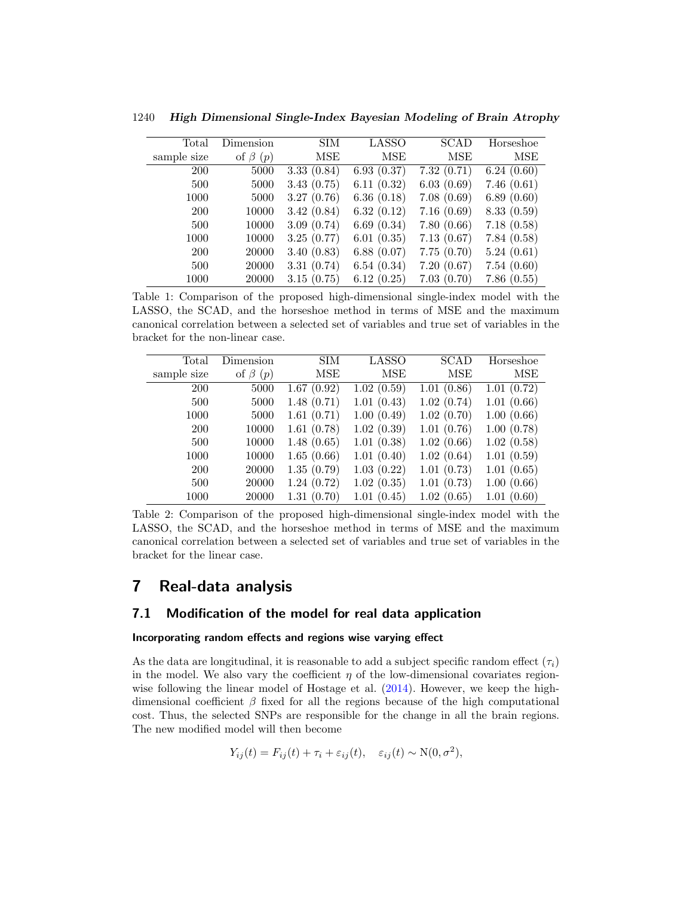| Total sample size | Dimension of $\beta$ ($p$) | SIM MSE | LASSO MSE | SCAD MSE | Horseshoe MSE |
|---|---|---|---|---|---|
| 200 | 5000 | 3.33 (0.84) | 6.93 (0.37) | 7.32 (0.71) | 6.24 (0.60) |
| 500 | 5000 | 3.43 (0.75) | 6.11 (0.32) | 6.03 (0.69) | 7.46 (0.61) |
| 1000 | 5000 | 3.27 (0.76) | 6.36 (0.18) | 7.08 (0.69) | 6.89 (0.60) |
| 200 | 10000 | 3.42 (0.84) | 6.32 (0.12) | 7.16 (0.69) | 8.33 (0.59) |
| 500 | 10000 | 3.09 (0.74) | 6.69 (0.34) | 7.80 (0.66) | 7.18 (0.58) |
| 1000 | 10000 | 3.25 (0.77) | 6.01 (0.35) | 7.13 (0.67) | 7.84 (0.58) |
| 200 | 20000 | 3.40 (0.83) | 6.88 (0.07) | 7.75 (0.70) | 5.24 (0.61) |
| 500 | 20000 | 3.31 (0.74) | 6.54 (0.34) | 7.20 (0.67) | 7.54 (0.60) |
| 1000 | 20000 | 3.15 (0.75) | 6.12 (0.25) | 7.03 (0.70) | 7.86 (0.55) |

Table 1: Comparison of the proposed high-dimensional single-index model with the LASSO, the SCAD, and the horseshoe method in terms of MSE and the maximum canonical correlation between a selected set of variables and true set of variables in the bracket for the non-linear case.

| Total sample size | Dimension of $\beta$ ($p$) | SIM MSE | LASSO MSE | SCAD MSE | Horseshoe MSE |
|---|---|---|---|---|---|
| 200 | 5000 | 1.67 (0.92) | 1.02 (0.59) | 1.01 (0.86) | 1.01 (0.72) |
| 500 | 5000 | 1.48 (0.71) | 1.01 (0.43) | 1.02 (0.74) | 1.01 (0.66) |
| 1000 | 5000 | 1.61 (0.71) | 1.00 (0.49) | 1.02 (0.70) | 1.00 (0.66) |
| 200 | 10000 | 1.61 (0.78) | 1.02 (0.39) | 1.01 (0.76) | 1.00 (0.78) |
| 500 | 10000 | 1.48 (0.65) | 1.01 (0.38) | 1.02 (0.66) | 1.02 (0.58) |
| 1000 | 10000 | 1.65 (0.66) | 1.01 (0.40) | 1.02 (0.64) | 1.01 (0.59) |
| 200 | 20000 | 1.35 (0.79) | 1.03 (0.22) | 1.01 (0.73) | 1.01 (0.65) |
| 500 | 20000 | 1.24 (0.72) | 1.02 (0.35) | 1.01 (0.73) | 1.00 (0.66) |
| 1000 | 20000 | 1.31 (0.70) | 1.01 (0.45) | 1.02 (0.65) | 1.01 (0.60) |

Table 2: Comparison of the proposed high-dimensional single-index model with the LASSO, the SCAD, and the horseshoe method in terms of MSE and the maximum canonical correlation between a selected set of variables and true set of variables in the bracket for the linear case.

# 7 Real-data analysis

## 7.1 Modification of the model for real data application

### Incorporating random effects and regions wise varying effect

As the data are longitudinal, it is reasonable to add a subject specific random effect ($\tau_i$) in the model. We also vary the coefficient $\eta$ of the low-dimensional covariates region-wise following the linear model of Hostage et al. (2014). However, we keep the high-dimensional coefficient $\beta$ fixed for all the regions because of the high computational cost. Thus, the selected SNPs are responsible for the change in all the brain regions. The new modified model will then become

$$Y_{ij}(t) = F_{ij}(t) + \tau_i + \varepsilon_{ij}(t), \quad \varepsilon_{ij}(t) \sim \mathrm{N}(0, \sigma^2),$$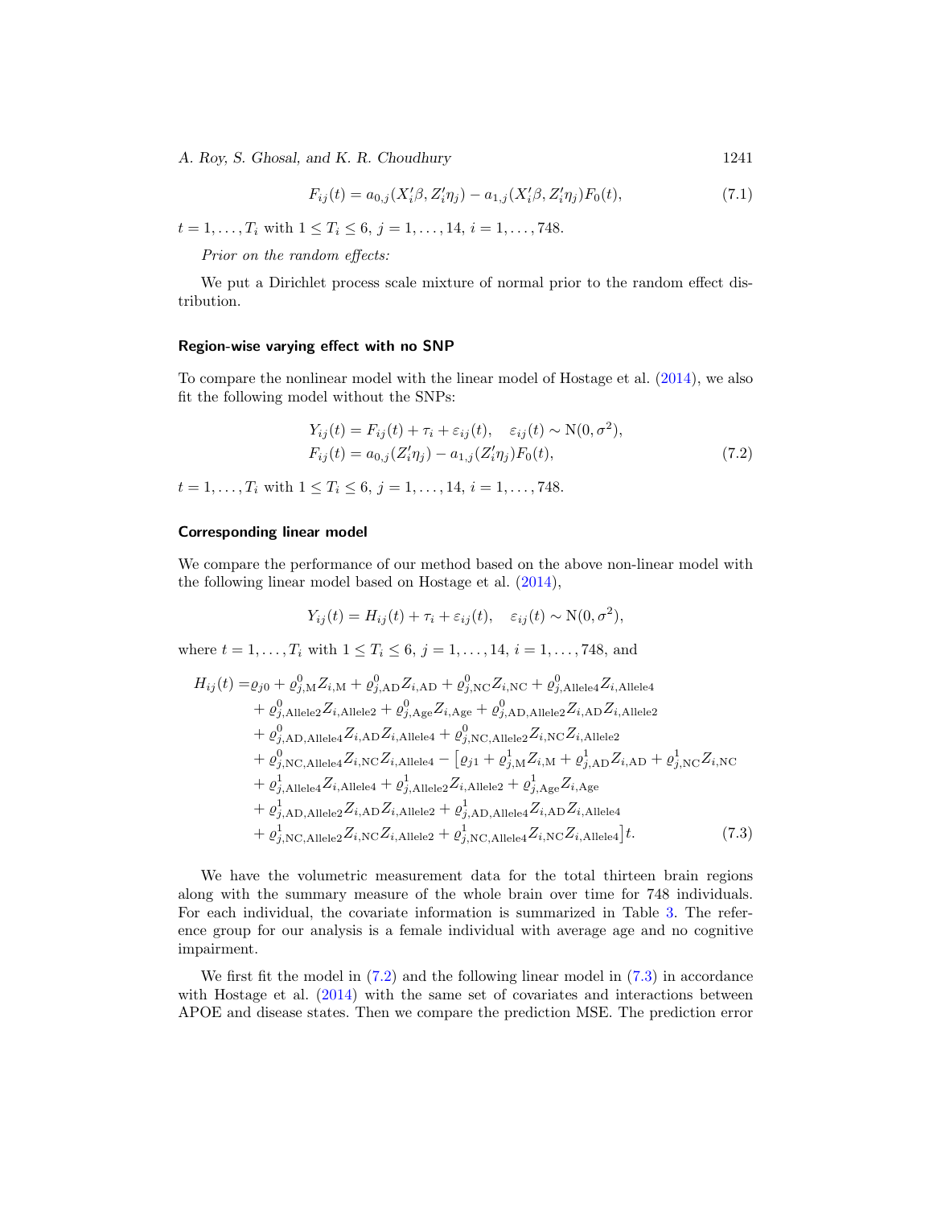$$F_{ij}(t) = a_{0,j}(X_i'\beta, Z_i'\eta_j) - a_{1,j}(X_i'\beta, Z_i'\eta_j)F_0(t), \tag{7.1}$$

$t = 1, \ldots, T_i$ with $1 \leq T_i \leq 6$, $j = 1, \ldots, 14$, $i = 1, \ldots, 748$.

*Prior on the random effects:*

We put a Dirichlet process scale mixture of normal prior to the random effect distribution.

### Region-wise varying effect with no SNP

To compare the nonlinear model with the linear model of Hostage et al. (2014), we also fit the following model without the SNPs:

$$\begin{aligned}
Y_{ij}(t) &= F_{ij}(t) + \tau_i + \varepsilon_{ij}(t), \quad \varepsilon_{ij}(t) \sim \mathrm{N}(0, \sigma^2), \\
F_{ij}(t) &= a_{0,j}(Z_i'\eta_j) - a_{1,j}(Z_i'\eta_j)F_0(t),
\end{aligned} \tag{7.2}$$

$t = 1, \ldots, T_i$ with $1 \leq T_i \leq 6$, $j = 1, \ldots, 14$, $i = 1, \ldots, 748$.

### Corresponding linear model

We compare the performance of our method based on the above non-linear model with the following linear model based on Hostage et al. (2014),

$$Y_{ij}(t) = H_{ij}(t) + \tau_i + \varepsilon_{ij}(t), \quad \varepsilon_{ij}(t) \sim \mathrm{N}(0, \sigma^2),$$

where $t = 1, \ldots, T_i$ with $1 \leq T_i \leq 6$, $j = 1, \ldots, 14$, $i = 1, \ldots, 748$, and

$$\begin{aligned}
H_{ij}(t) =& \varrho_{j0} + \varrho^0_{j,\mathrm{M}} Z_{i,\mathrm{M}} + \varrho^0_{j,\mathrm{AD}} Z_{i,\mathrm{AD}} + \varrho^0_{j,\mathrm{NC}} Z_{i,\mathrm{NC}} + \varrho^0_{j,\mathrm{Allele4}} Z_{i,\mathrm{Allele4}} \\
&+ \varrho^0_{j,\mathrm{Allele2}} Z_{i,\mathrm{Allele2}} + \varrho^0_{j,\mathrm{Age}} Z_{i,\mathrm{Age}} + \varrho^0_{j,\mathrm{AD,Allele2}} Z_{i,\mathrm{AD}} Z_{i,\mathrm{Allele2}} \\
&+ \varrho^0_{j,\mathrm{AD,Allele4}} Z_{i,\mathrm{AD}} Z_{i,\mathrm{Allele4}} + \varrho^0_{j,\mathrm{NC,Allele2}} Z_{i,\mathrm{NC}} Z_{i,\mathrm{Allele2}} \\
&+ \varrho^0_{j,\mathrm{NC,Allele4}} Z_{i,\mathrm{NC}} Z_{i,\mathrm{Allele4}} - \big[\varrho_{j1} + \varrho^1_{j,\mathrm{M}} Z_{i,\mathrm{M}} + \varrho^1_{j,\mathrm{AD}} Z_{i,\mathrm{AD}} + \varrho^1_{j,\mathrm{NC}} Z_{i,\mathrm{NC}} \\
&+ \varrho^1_{j,\mathrm{Allele4}} Z_{i,\mathrm{Allele4}} + \varrho^1_{j,\mathrm{Allele2}} Z_{i,\mathrm{Allele2}} + \varrho^1_{j,\mathrm{Age}} Z_{i,\mathrm{Age}} \\
&+ \varrho^1_{j,\mathrm{AD,Allele2}} Z_{i,\mathrm{AD}} Z_{i,\mathrm{Allele2}} + \varrho^1_{j,\mathrm{AD,Allele4}} Z_{i,\mathrm{AD}} Z_{i,\mathrm{Allele4}} \\
&+ \varrho^1_{j,\mathrm{NC,Allele2}} Z_{i,\mathrm{NC}} Z_{i,\mathrm{Allele2}} + \varrho^1_{j,\mathrm{NC,Allele4}} Z_{i,\mathrm{NC}} Z_{i,\mathrm{Allele4}}\big] t.
\end{aligned} \tag{7.3}$$

We have the volumetric measurement data for the total thirteen brain regions along with the summary measure of the whole brain over time for 748 individuals. For each individual, the covariate information is summarized in Table 3. The reference group for our analysis is a female individual with average age and no cognitive impairment.

We first fit the model in (7.2) and the following linear model in (7.3) in accordance with Hostage et al. (2014) with the same set of covariates and interactions between APOE and disease states. Then we compare the prediction MSE. The prediction error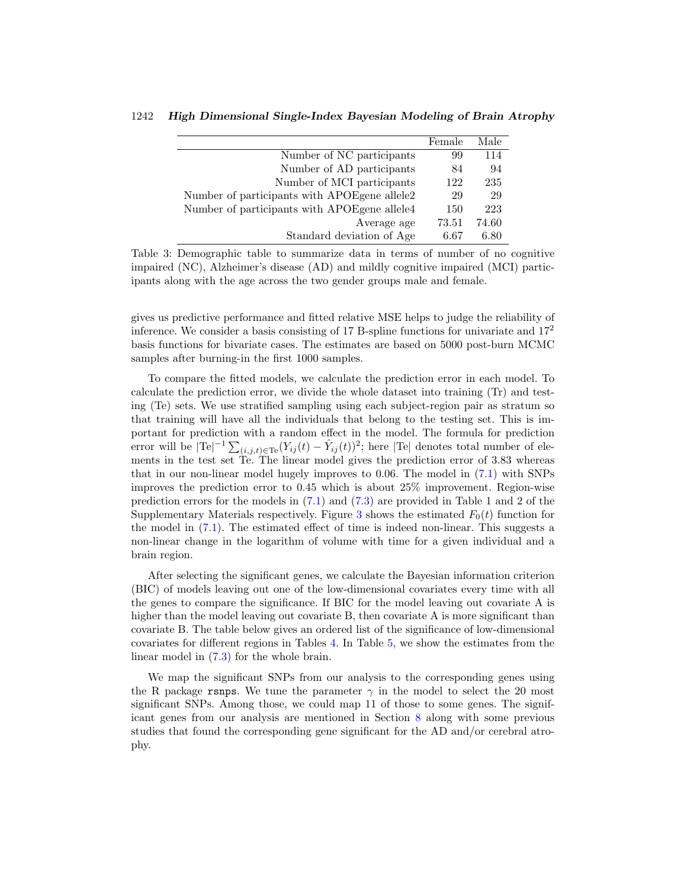| | Female | Male |
|---|---|---|
| Number of NC participants | 99 | 114 |
| Number of AD participants | 84 | 94 |
| Number of MCI participants | 122 | 235 |
| Number of participants with APOEgene allele2 | 29 | 29 |
| Number of participants with APOEgene allele4 | 150 | 223 |
| Average age | 73.51 | 74.60 |
| Standard deviation of Age | 6.67 | 6.80 |

Table 3: Demographic table to summarize data in terms of number of no cognitive impaired (NC), Alzheimer's disease (AD) and mildly cognitive impaired (MCI) participants along with the age across the two gender groups male and female.

gives us predictive performance and fitted relative MSE helps to judge the reliability of inference. We consider a basis consisting of 17 B-spline functions for univariate and $17^2$ basis functions for bivariate cases. The estimates are based on 5000 post-burn MCMC samples after burning-in the first 1000 samples.

To compare the fitted models, we calculate the prediction error in each model. To calculate the prediction error, we divide the whole dataset into training (Tr) and testing (Te) sets. We use stratified sampling using each subject-region pair as stratum so that training will have all the individuals that belong to the testing set. This is important for prediction with a random effect in the model. The formula for prediction error will be $|\text{Te}|^{-1}\sum_{(i,j,t)\in\text{Te}}(Y_{ij}(t)-\hat{Y}_{ij}(t))^2$; here $|\text{Te}|$ denotes total number of elements in the test set Te. The linear model gives the prediction error of 3.83 whereas that in our non-linear model hugely improves to 0.06. The model in (7.1) with SNPs improves the prediction error to 0.45 which is about 25% improvement. Region-wise prediction errors for the models in (7.1) and (7.3) are provided in Table 1 and 2 of the Supplementary Materials respectively. Figure 3 shows the estimated $F_0(t)$ function for the model in (7.1). The estimated effect of time is indeed non-linear. This suggests a non-linear change in the logarithm of volume with time for a given individual and a brain region.

After selecting the significant genes, we calculate the Bayesian information criterion (BIC) of models leaving out one of the low-dimensional covariates every time with all the genes to compare the significance. If BIC for the model leaving out covariate A is higher than the model leaving out covariate B, then covariate A is more significant than covariate B. The table below gives an ordered list of the significance of low-dimensional covariates for different regions in Tables 4. In Table 5, we show the estimates from the linear model in (7.3) for the whole brain.

We map the significant SNPs from our analysis to the corresponding genes using the R package `rsnps`. We tune the parameter $\gamma$ in the model to select the 20 most significant SNPs. Among those, we could map 11 of those to some genes. The significant genes from our analysis are mentioned in Section 8 along with some previous studies that found the corresponding gene significant for the AD and/or cerebral atrophy.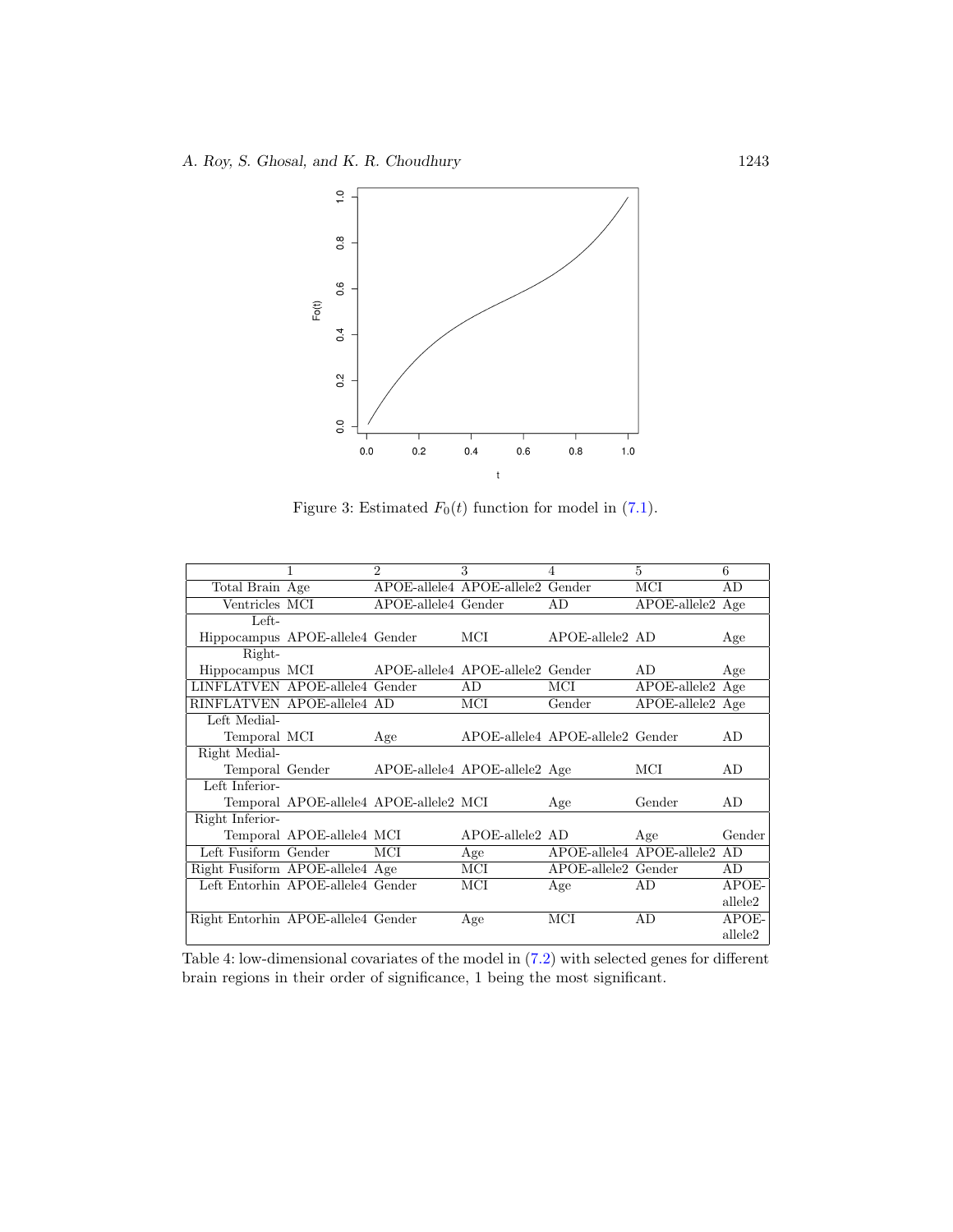Figure 3: Estimated $F_0(t)$ function for model in (7.1).

| | 1 | 2 | 3 | 4 | 5 | 6 |
|---|---|---|---|---|---|---|
| Total Brain | Age | APOE-allele4 | APOE-allele2 | Gender | MCI | AD |
| Ventricles | MCI | APOE-allele4 | Gender | AD | APOE-allele2 | Age |
| Left-Hippocampus | APOE-allele4 | Gender | MCI | APOE-allele2 | AD | Age |
| Right-Hippocampus | MCI | APOE-allele4 | APOE-allele2 | Gender | AD | Age |
| LINFLATVEN | APOE-allele4 | Gender | AD | MCI | APOE-allele2 | Age |
| RINFLATVEN | APOE-allele4 | AD | MCI | Gender | APOE-allele2 | Age |
| Left Medial-Temporal | MCI | Age | APOE-allele4 | APOE-allele2 | Gender | AD |
| Right Medial-Temporal | Gender | APOE-allele4 | APOE-allele2 | Age | MCI | AD |
| Left Inferior-Temporal | APOE-allele4 | APOE-allele2 | MCI | Age | Gender | AD |
| Right Inferior-Temporal | APOE-allele4 | MCI | APOE-allele2 | AD | Age | Gender |
| Left Fusiform | Gender | MCI | Age | APOE-allele4 | APOE-allele2 | AD |
| Right Fusiform | APOE-allele4 | Age | MCI | APOE-allele2 | Gender | AD |
| Left Entorhin | APOE-allele4 | Gender | MCI | Age | AD | APOE-allele2 |
| Right Entorhin | APOE-allele4 | Gender | Age | MCI | AD | APOE-allele2 |

Table 4: low-dimensional covariates of the model in (7.2) with selected genes for different brain regions in their order of significance, 1 being the most significant.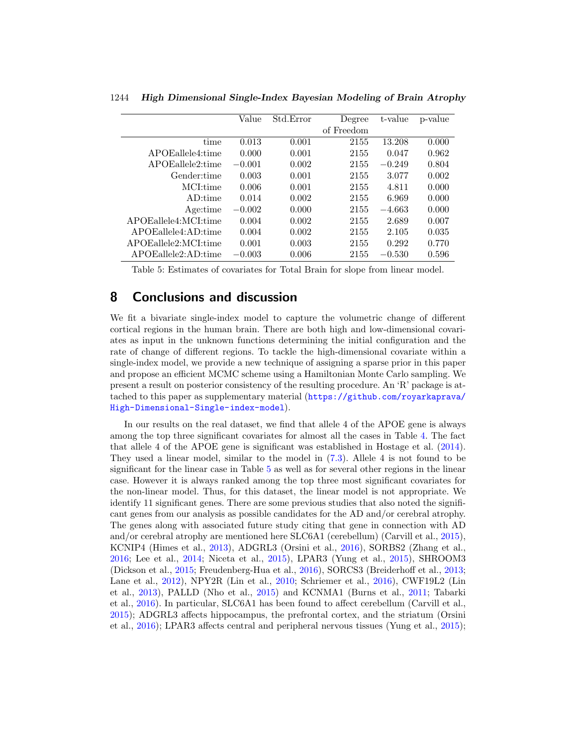|  | Value | Std.Error | Degree of Freedom | t-value | p-value |
|---|---|---|---|---|---|
| time | 0.013 | 0.001 | 2155 | 13.208 | 0.000 |
| APOEallele4:time | 0.000 | 0.001 | 2155 | 0.047 | 0.962 |
| APOEallele2:time | −0.001 | 0.002 | 2155 | −0.249 | 0.804 |
| Gender:time | 0.003 | 0.001 | 2155 | 3.077 | 0.002 |
| MCI:time | 0.006 | 0.001 | 2155 | 4.811 | 0.000 |
| AD:time | 0.014 | 0.002 | 2155 | 6.969 | 0.000 |
| Age:time | −0.002 | 0.000 | 2155 | −4.663 | 0.000 |
| APOEallele4:MCI:time | 0.004 | 0.002 | 2155 | 2.689 | 0.007 |
| APOEallele4:AD:time | 0.004 | 0.002 | 2155 | 2.105 | 0.035 |
| APOEallele2:MCI:time | 0.001 | 0.003 | 2155 | 0.292 | 0.770 |
| APOEallele2:AD:time | −0.003 | 0.006 | 2155 | −0.530 | 0.596 |

Table 5: Estimates of covariates for Total Brain for slope from linear model.

## 8 Conclusions and discussion

We fit a bivariate single-index model to capture the volumetric change of different cortical regions in the human brain. There are both high and low-dimensional covariates as input in the unknown functions determining the initial configuration and the rate of change of different regions. To tackle the high-dimensional covariate within a single-index model, we provide a new technique of assigning a sparse prior in this paper and propose an efficient MCMC scheme using a Hamiltonian Monte Carlo sampling. We present a result on posterior consistency of the resulting procedure. An 'R' package is attached to this paper as supplementary material (https://github.com/royarkaprava/High-Dimensional-Single-index-model).

In our results on the real dataset, we find that allele 4 of the APOE gene is always among the top three significant covariates for almost all the cases in Table 4. The fact that allele 4 of the APOE gene is significant was established in Hostage et al. (2014). They used a linear model, similar to the model in (7.3). Allele 4 is not found to be significant for the linear case in Table 5 as well as for several other regions in the linear case. However it is always ranked among the top three most significant covariates for the non-linear model. Thus, for this dataset, the linear model is not appropriate. We identify 11 significant genes. There are some previous studies that also noted the significant genes from our analysis as possible candidates for the AD and/or cerebral atrophy. The genes along with associated future study citing that gene in connection with AD and/or cerebral atrophy are mentioned here SLC6A1 (cerebellum) (Carvill et al., 2015), KCNIP4 (Himes et al., 2013), ADGRL3 (Orsini et al., 2016), SORBS2 (Zhang et al., 2016; Lee et al., 2014; Niceta et al., 2015), LPAR3 (Yung et al., 2015), SHROOM3 (Dickson et al., 2015; Freudenberg-Hua et al., 2016), SORCS3 (Breiderhoff et al., 2013; Lane et al., 2012), NPY2R (Lin et al., 2010; Schriemer et al., 2016), CWF19L2 (Lin et al., 2013), PALLD (Nho et al., 2015) and KCNMA1 (Burns et al., 2011; Tabarki et al., 2016). In particular, SLC6A1 has been found to affect cerebellum (Carvill et al., 2015); ADGRL3 affects hippocampus, the prefrontal cortex, and the striatum (Orsini et al., 2016); LPAR3 affects central and peripheral nervous tissues (Yung et al., 2015);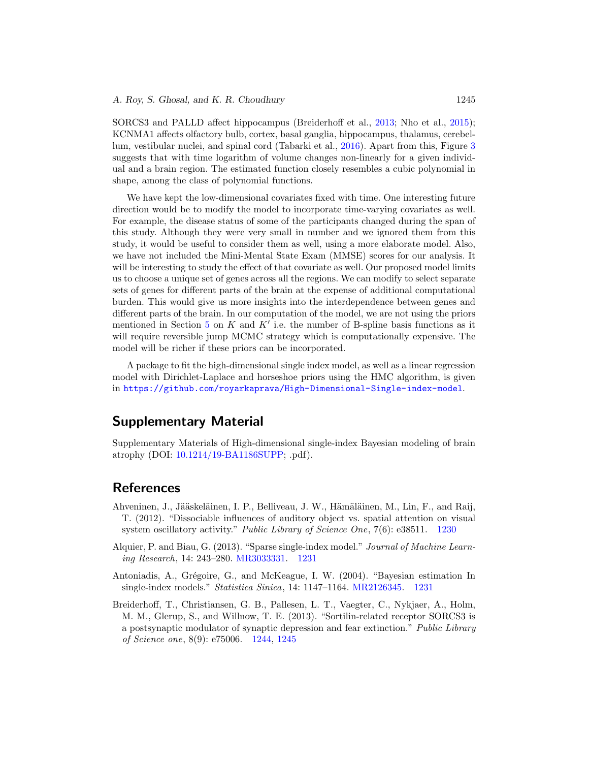SORCS3 and PALLD affect hippocampus (Breiderhoff et al., 2013; Nho et al., 2015); KCNMA1 affects olfactory bulb, cortex, basal ganglia, hippocampus, thalamus, cerebellum, vestibular nuclei, and spinal cord (Tabarki et al., 2016). Apart from this, Figure 3 suggests that with time logarithm of volume changes non-linearly for a given individual and a brain region. The estimated function closely resembles a cubic polynomial in shape, among the class of polynomial functions.

We have kept the low-dimensional covariates fixed with time. One interesting future direction would be to modify the model to incorporate time-varying covariates as well. For example, the disease status of some of the participants changed during the span of this study. Although they were very small in number and we ignored them from this study, it would be useful to consider them as well, using a more elaborate model. Also, we have not included the Mini-Mental State Exam (MMSE) scores for our analysis. It will be interesting to study the effect of that covariate as well. Our proposed model limits us to choose a unique set of genes across all the regions. We can modify to select separate sets of genes for different parts of the brain at the expense of additional computational burden. This would give us more insights into the interdependence between genes and different parts of the brain. In our computation of the model, we are not using the priors mentioned in Section 5 on $K$ and $K'$ i.e. the number of B-spline basis functions as it will require reversible jump MCMC strategy which is computationally expensive. The model will be richer if these priors can be incorporated.

A package to fit the high-dimensional single index model, as well as a linear regression model with Dirichlet-Laplace and horseshoe priors using the HMC algorithm, is given in https://github.com/royarkaprava/High-Dimensional-Single-index-model.

## Supplementary Material

Supplementary Materials of High-dimensional single-index Bayesian modeling of brain atrophy (DOI: 10.1214/19-BA1186SUPP; .pdf).

## References

Ahveninen, J., Jääskeläinen, I. P., Belliveau, J. W., Hämäläinen, M., Lin, F., and Raij, T. (2012). "Dissociable influences of auditory object vs. spatial attention on visual system oscillatory activity." *Public Library of Science One*, 7(6): e38511. 1230

Alquier, P. and Biau, G. (2013). "Sparse single-index model." *Journal of Machine Learning Research*, 14: 243–280. MR3033331. 1231

Antoniadis, A., Grégoire, G., and McKeague, I. W. (2004). "Bayesian estimation In single-index models." *Statistica Sinica*, 14: 1147–1164. MR2126345. 1231

Breiderhoff, T., Christiansen, G. B., Pallesen, L. T., Vaegter, C., Nykjaer, A., Holm, M. M., Glerup, S., and Willnow, T. E. (2013). "Sortilin-related receptor SORCS3 is a postsynaptic modulator of synaptic depression and fear extinction." *Public Library of Science one*, 8(9): e75006. 1244, 1245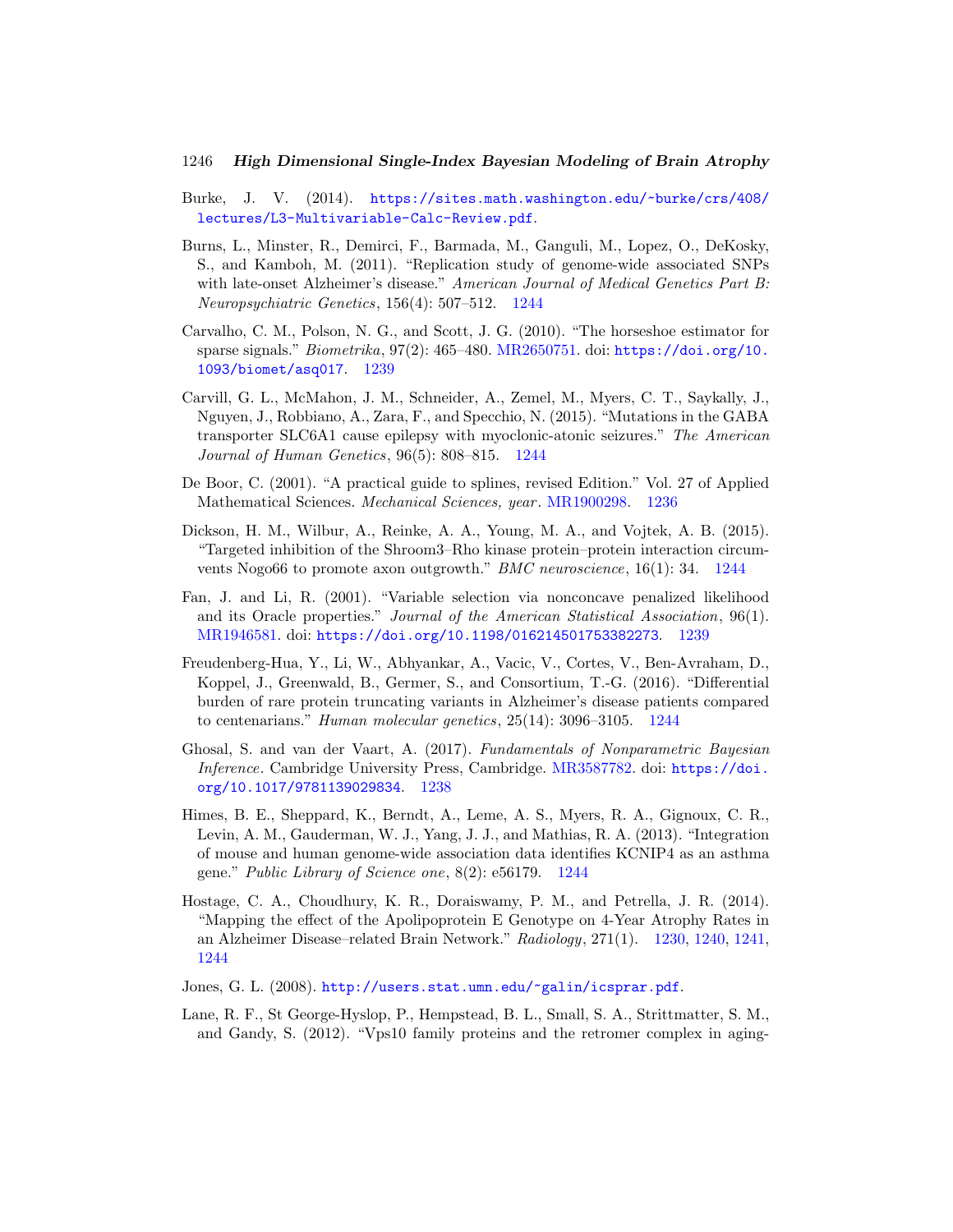Burke, J. V. (2014). https://sites.math.washington.edu/~burke/crs/408/lectures/L3-Multivariable-Calc-Review.pdf.

Burns, L., Minster, R., Demirci, F., Barmada, M., Ganguli, M., Lopez, O., DeKosky, S., and Kamboh, M. (2011). "Replication study of genome-wide associated SNPs with late-onset Alzheimer's disease." *American Journal of Medical Genetics Part B: Neuropsychiatric Genetics*, 156(4): 507–512. 1244

Carvalho, C. M., Polson, N. G., and Scott, J. G. (2010). "The horseshoe estimator for sparse signals." *Biometrika*, 97(2): 465–480. MR2650751. doi: https://doi.org/10.1093/biomet/asq017. 1239

Carvill, G. L., McMahon, J. M., Schneider, A., Zemel, M., Myers, C. T., Saykally, J., Nguyen, J., Robbiano, A., Zara, F., and Specchio, N. (2015). "Mutations in the GABA transporter SLC6A1 cause epilepsy with myoclonic-atonic seizures." *The American Journal of Human Genetics*, 96(5): 808–815. 1244

De Boor, C. (2001). "A practical guide to splines, revised Edition." Vol. 27 of Applied Mathematical Sciences. *Mechanical Sciences, year*. MR1900298. 1236

Dickson, H. M., Wilbur, A., Reinke, A. A., Young, M. A., and Vojtek, A. B. (2015). "Targeted inhibition of the Shroom3–Rho kinase protein–protein interaction circumvents Nogo66 to promote axon outgrowth." *BMC neuroscience*, 16(1): 34. 1244

Fan, J. and Li, R. (2001). "Variable selection via nonconcave penalized likelihood and its Oracle properties." *Journal of the American Statistical Association*, 96(1). MR1946581. doi: https://doi.org/10.1198/016214501753382273. 1239

Freudenberg-Hua, Y., Li, W., Abhyankar, A., Vacic, V., Cortes, V., Ben-Avraham, D., Koppel, J., Greenwald, B., Germer, S., and Consortium, T.-G. (2016). "Differential burden of rare protein truncating variants in Alzheimer's disease patients compared to centenarians." *Human molecular genetics*, 25(14): 3096–3105. 1244

Ghosal, S. and van der Vaart, A. (2017). *Fundamentals of Nonparametric Bayesian Inference*. Cambridge University Press, Cambridge. MR3587782. doi: https://doi.org/10.1017/9781139029834. 1238

Himes, B. E., Sheppard, K., Berndt, A., Leme, A. S., Myers, R. A., Gignoux, C. R., Levin, A. M., Gauderman, W. J., Yang, J. J., and Mathias, R. A. (2013). "Integration of mouse and human genome-wide association data identifies KCNIP4 as an asthma gene." *Public Library of Science one*, 8(2): e56179. 1244

Hostage, C. A., Choudhury, K. R., Doraiswamy, P. M., and Petrella, J. R. (2014). "Mapping the effect of the Apolipoprotein E Genotype on 4-Year Atrophy Rates in an Alzheimer Disease–related Brain Network." *Radiology*, 271(1). 1230, 1240, 1241, 1244

Jones, G. L. (2008). http://users.stat.umn.edu/~galin/icsprar.pdf.

Lane, R. F., St George-Hyslop, P., Hempstead, B. L., Small, S. A., Strittmatter, S. M., and Gandy, S. (2012). "Vps10 family proteins and the retromer complex in aging-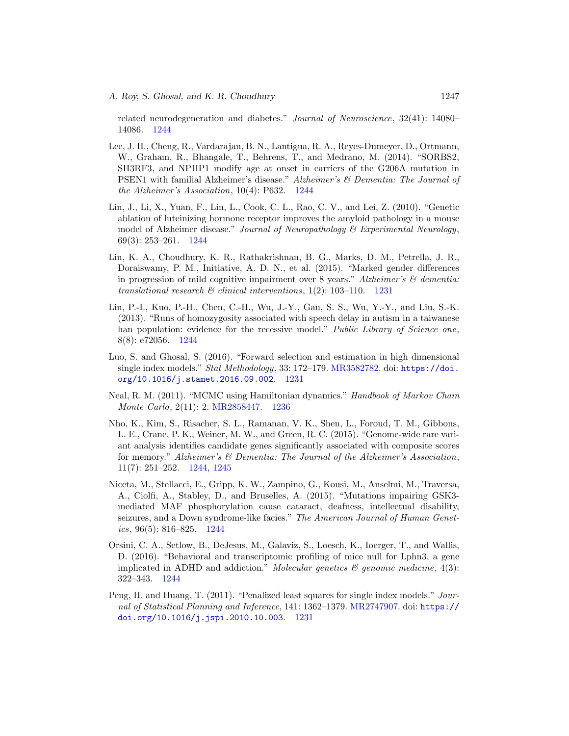related neurodegeneration and diabetes." *Journal of Neuroscience*, 32(41): 14080–14086. 1244

Lee, J. H., Cheng, R., Vardarajan, B. N., Lantigua, R. A., Reyes-Dumeyer, D., Ortmann, W., Graham, R., Bhangale, T., Behrens, T., and Medrano, M. (2014). "SORBS2, SH3RF3, and NPHP1 modify age at onset in carriers of the G206A mutation in PSEN1 with familial Alzheimer's disease." *Alzheimer's & Dementia: The Journal of the Alzheimer's Association*, 10(4): P632. 1244

Lin, J., Li, X., Yuan, F., Lin, L., Cook, C. L., Rao, C. V., and Lei, Z. (2010). "Genetic ablation of luteinizing hormone receptor improves the amyloid pathology in a mouse model of Alzheimer disease." *Journal of Neuropathology & Experimental Neurology*, 69(3): 253–261. 1244

Lin, K. A., Choudhury, K. R., Rathakrishnan, B. G., Marks, D. M., Petrella, J. R., Doraiswamy, P. M., Initiative, A. D. N., et al. (2015). "Marked gender differences in progression of mild cognitive impairment over 8 years." *Alzheimer's & dementia: translational research & clinical interventions*, 1(2): 103–110. 1231

Lin, P.-I., Kuo, P.-H., Chen, C.-H., Wu, J.-Y., Gau, S. S., Wu, Y.-Y., and Liu, S.-K. (2013). "Runs of homozygosity associated with speech delay in autism in a taiwanese han population: evidence for the recessive model." *Public Library of Science one*, 8(8): e72056. 1244

Luo, S. and Ghosal, S. (2016). "Forward selection and estimation in high dimensional single index models." *Stat Methodology*, 33: 172–179. MR3582782. doi: https://doi.org/10.1016/j.stamet.2016.09.002. 1231

Neal, R. M. (2011). "MCMC using Hamiltonian dynamics." *Handbook of Markov Chain Monte Carlo*, 2(11): 2. MR2858447. 1236

Nho, K., Kim, S., Risacher, S. L., Ramanan, V. K., Shen, L., Foroud, T. M., Gibbons, L. E., Crane, P. K., Weiner, M. W., and Green, R. C. (2015). "Genome-wide rare variant analysis identifies candidate genes significantly associated with composite scores for memory." *Alzheimer's & Dementia: The Journal of the Alzheimer's Association*, 11(7): 251–252. 1244, 1245

Niceta, M., Stellacci, E., Gripp, K. W., Zampino, G., Kousi, M., Anselmi, M., Traversa, A., Ciolfi, A., Stabley, D., and Bruselles, A. (2015). "Mutations impairing GSK3-mediated MAF phosphorylation cause cataract, deafness, intellectual disability, seizures, and a Down syndrome-like facies." *The American Journal of Human Genetics*, 96(5): 816–825. 1244

Orsini, C. A., Setlow, B., DeJesus, M., Galaviz, S., Loesch, K., Ioerger, T., and Wallis, D. (2016). "Behavioral and transcriptomic profiling of mice null for Lphn3, a gene implicated in ADHD and addiction." *Molecular genetics & genomic medicine*, 4(3): 322–343. 1244

Peng, H. and Huang, T. (2011). "Penalized least squares for single index models." *Journal of Statistical Planning and Inference*, 141: 1362–1379. MR2747907. doi: https://doi.org/10.1016/j.jspi.2010.10.003. 1231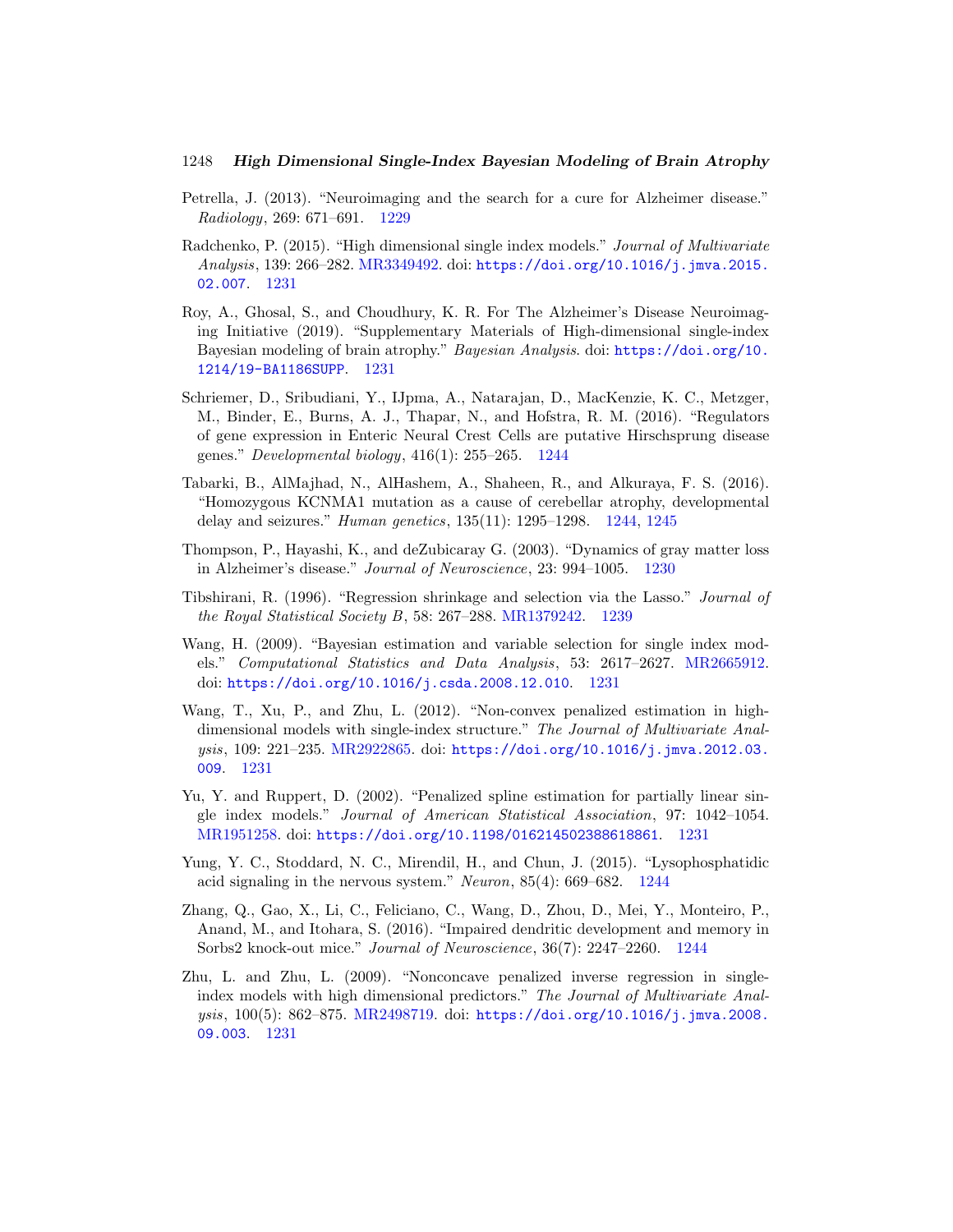Petrella, J. (2013). "Neuroimaging and the search for a cure for Alzheimer disease." *Radiology*, 269: 671–691. 1229

Radchenko, P. (2015). "High dimensional single index models." *Journal of Multivariate Analysis*, 139: 266–282. MR3349492. doi: https://doi.org/10.1016/j.jmva.2015.02.007. 1231

Roy, A., Ghosal, S., and Choudhury, K. R. For The Alzheimer's Disease Neuroimaging Initiative (2019). "Supplementary Materials of High-dimensional single-index Bayesian modeling of brain atrophy." *Bayesian Analysis*. doi: https://doi.org/10.1214/19-BA1186SUPP. 1231

Schriemer, D., Sribudiani, Y., IJpma, A., Natarajan, D., MacKenzie, K. C., Metzger, M., Binder, E., Burns, A. J., Thapar, N., and Hofstra, R. M. (2016). "Regulators of gene expression in Enteric Neural Crest Cells are putative Hirschsprung disease genes." *Developmental biology*, 416(1): 255–265. 1244

Tabarki, B., AlMajhad, N., AlHashem, A., Shaheen, R., and Alkuraya, F. S. (2016). "Homozygous KCNMA1 mutation as a cause of cerebellar atrophy, developmental delay and seizures." *Human genetics*, 135(11): 1295–1298. 1244, 1245

Thompson, P., Hayashi, K., and deZubicaray G. (2003). "Dynamics of gray matter loss in Alzheimer's disease." *Journal of Neuroscience*, 23: 994–1005. 1230

Tibshirani, R. (1996). "Regression shrinkage and selection via the Lasso." *Journal of the Royal Statistical Society B*, 58: 267–288. MR1379242. 1239

Wang, H. (2009). "Bayesian estimation and variable selection for single index models." *Computational Statistics and Data Analysis*, 53: 2617–2627. MR2665912. doi: https://doi.org/10.1016/j.csda.2008.12.010. 1231

Wang, T., Xu, P., and Zhu, L. (2012). "Non-convex penalized estimation in high-dimensional models with single-index structure." *The Journal of Multivariate Analysis*, 109: 221–235. MR2922865. doi: https://doi.org/10.1016/j.jmva.2012.03.009. 1231

Yu, Y. and Ruppert, D. (2002). "Penalized spline estimation for partially linear single index models." *Journal of American Statistical Association*, 97: 1042–1054. MR1951258. doi: https://doi.org/10.1198/016214502388618861. 1231

Yung, Y. C., Stoddard, N. C., Mirendil, H., and Chun, J. (2015). "Lysophosphatidic acid signaling in the nervous system." *Neuron*, 85(4): 669–682. 1244

Zhang, Q., Gao, X., Li, C., Feliciano, C., Wang, D., Zhou, D., Mei, Y., Monteiro, P., Anand, M., and Itohara, S. (2016). "Impaired dendritic development and memory in Sorbs2 knock-out mice." *Journal of Neuroscience*, 36(7): 2247–2260. 1244

Zhu, L. and Zhu, L. (2009). "Nonconcave penalized inverse regression in single-index models with high dimensional predictors." *The Journal of Multivariate Analysis*, 100(5): 862–875. MR2498719. doi: https://doi.org/10.1016/j.jmva.2008.09.003. 1231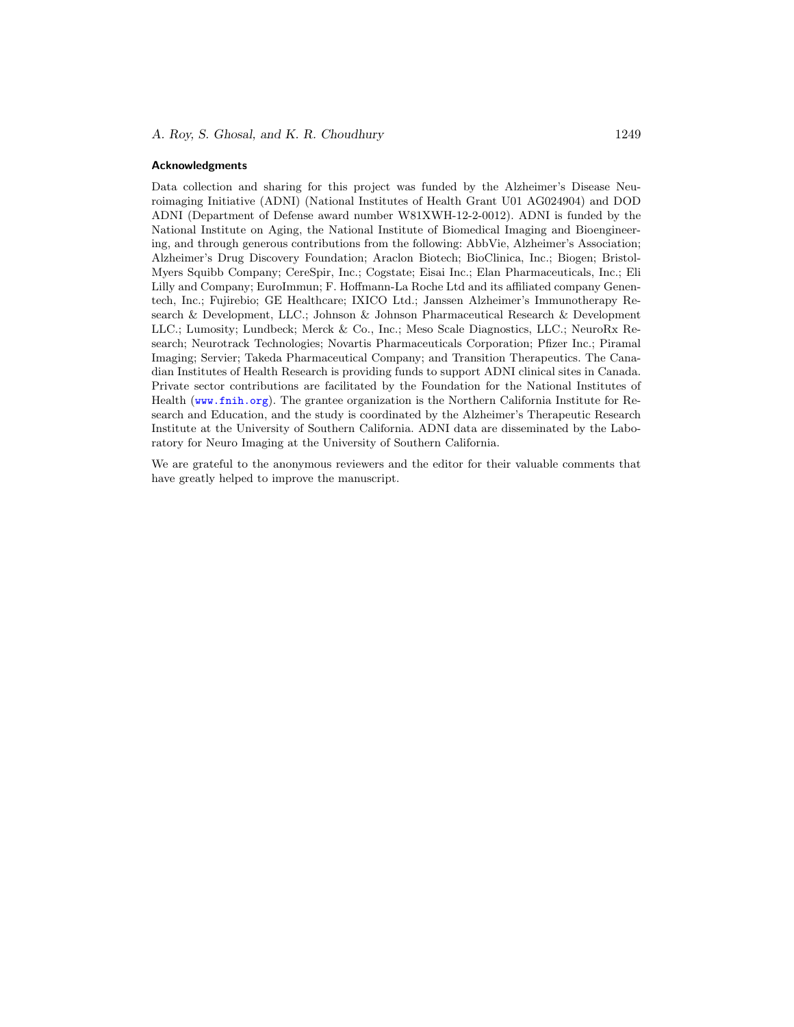## Acknowledgments

Data collection and sharing for this project was funded by the Alzheimer's Disease Neuroimaging Initiative (ADNI) (National Institutes of Health Grant U01 AG024904) and DOD ADNI (Department of Defense award number W81XWH-12-2-0012). ADNI is funded by the National Institute on Aging, the National Institute of Biomedical Imaging and Bioengineering, and through generous contributions from the following: AbbVie, Alzheimer's Association; Alzheimer's Drug Discovery Foundation; Araclon Biotech; BioClinica, Inc.; Biogen; Bristol-Myers Squibb Company; CereSpir, Inc.; Cogstate; Eisai Inc.; Elan Pharmaceuticals, Inc.; Eli Lilly and Company; EuroImmun; F. Hoffmann-La Roche Ltd and its affiliated company Genentech, Inc.; Fujirebio; GE Healthcare; IXICO Ltd.; Janssen Alzheimer's Immunotherapy Research & Development, LLC.; Johnson & Johnson Pharmaceutical Research & Development LLC.; Lumosity; Lundbeck; Merck & Co., Inc.; Meso Scale Diagnostics, LLC.; NeuroRx Research; Neurotrack Technologies; Novartis Pharmaceuticals Corporation; Pfizer Inc.; Piramal Imaging; Servier; Takeda Pharmaceutical Company; and Transition Therapeutics. The Canadian Institutes of Health Research is providing funds to support ADNI clinical sites in Canada. Private sector contributions are facilitated by the Foundation for the National Institutes of Health (www.fnih.org). The grantee organization is the Northern California Institute for Research and Education, and the study is coordinated by the Alzheimer's Therapeutic Research Institute at the University of Southern California. ADNI data are disseminated by the Laboratory for Neuro Imaging at the University of Southern California.

We are grateful to the anonymous reviewers and the editor for their valuable comments that have greatly helped to improve the manuscript.